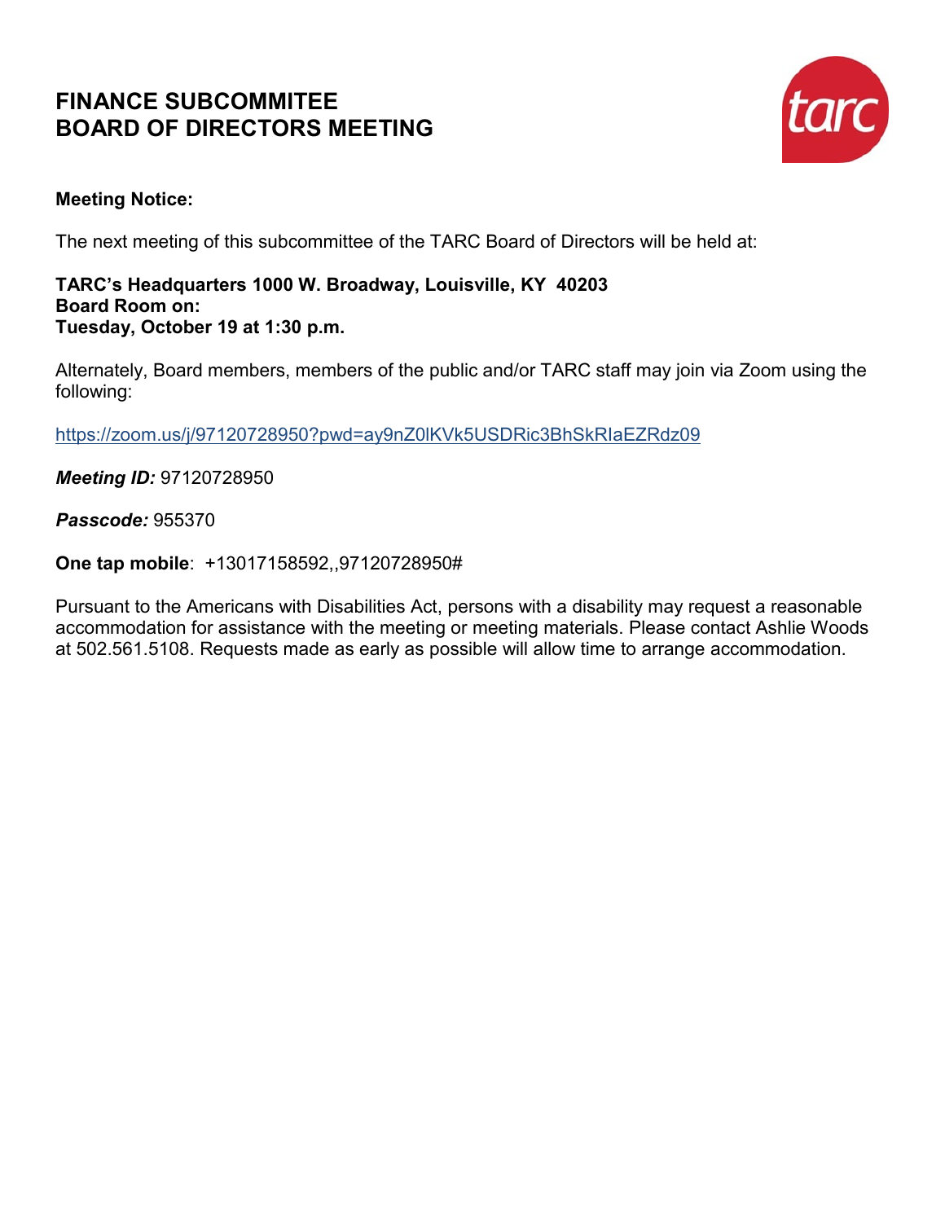# FINANCE SUBCOMMITEE
# BOARD OF DIRECTORS MEETING

**Meeting Notice:**

The next meeting of this subcommittee of the TARC Board of Directors will be held at:

**TARC's Headquarters 1000 W. Broadway, Louisville, KY 40203**
**Board Room on:**
**Tuesday, October 19 at 1:30 p.m.**

Alternately, Board members, members of the public and/or TARC staff may join via Zoom using the following:

https://zoom.us/j/97120728950?pwd=ay9nZ0lKVk5USDRic3BhSkRIaEZRdz09

***Meeting ID:*** 97120728950

***Passcode:*** 955370

**One tap mobile**: +13017158592,,97120728950#

Pursuant to the Americans with Disabilities Act, persons with a disability may request a reasonable accommodation for assistance with the meeting or meeting materials. Please contact Ashlie Woods at 502.561.5108. Requests made as early as possible will allow time to arrange accommodation.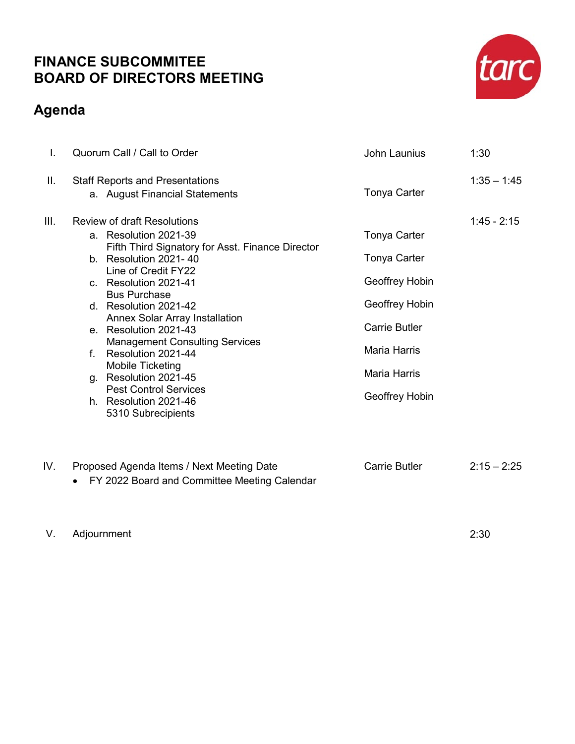# FINANCE SUBCOMMITEE
# BOARD OF DIRECTORS MEETING

## Agenda

| | | | |
|---|---|---|---|
| I. | Quorum Call / Call to Order | John Launius | 1:30 |
| II. | Staff Reports and Presentations | | 1:35 – 1:45 |
| | a. August Financial Statements | Tonya Carter | |
| III. | Review of draft Resolutions | | 1:45 - 2:15 |
| | a. Resolution 2021-39<br>Fifth Third Signatory for Asst. Finance Director | Tonya Carter | |
| | b. Resolution 2021- 40<br>Line of Credit FY22 | Tonya Carter | |
| | c. Resolution 2021-41<br>Bus Purchase | Geoffrey Hobin | |
| | d. Resolution 2021-42<br>Annex Solar Array Installation | Geoffrey Hobin | |
| | e. Resolution 2021-43<br>Management Consulting Services | Carrie Butler | |
| | f. Resolution 2021-44<br>Mobile Ticketing | Maria Harris | |
| | g. Resolution 2021-45<br>Pest Control Services | Maria Harris | |
| | h. Resolution 2021-46<br>5310 Subrecipients | Geoffrey Hobin | |
| IV. | Proposed Agenda Items / Next Meeting Date<br>• FY 2022 Board and Committee Meeting Calendar | Carrie Butler | 2:15 – 2:25 |
| V. | Adjournment | | 2:30 |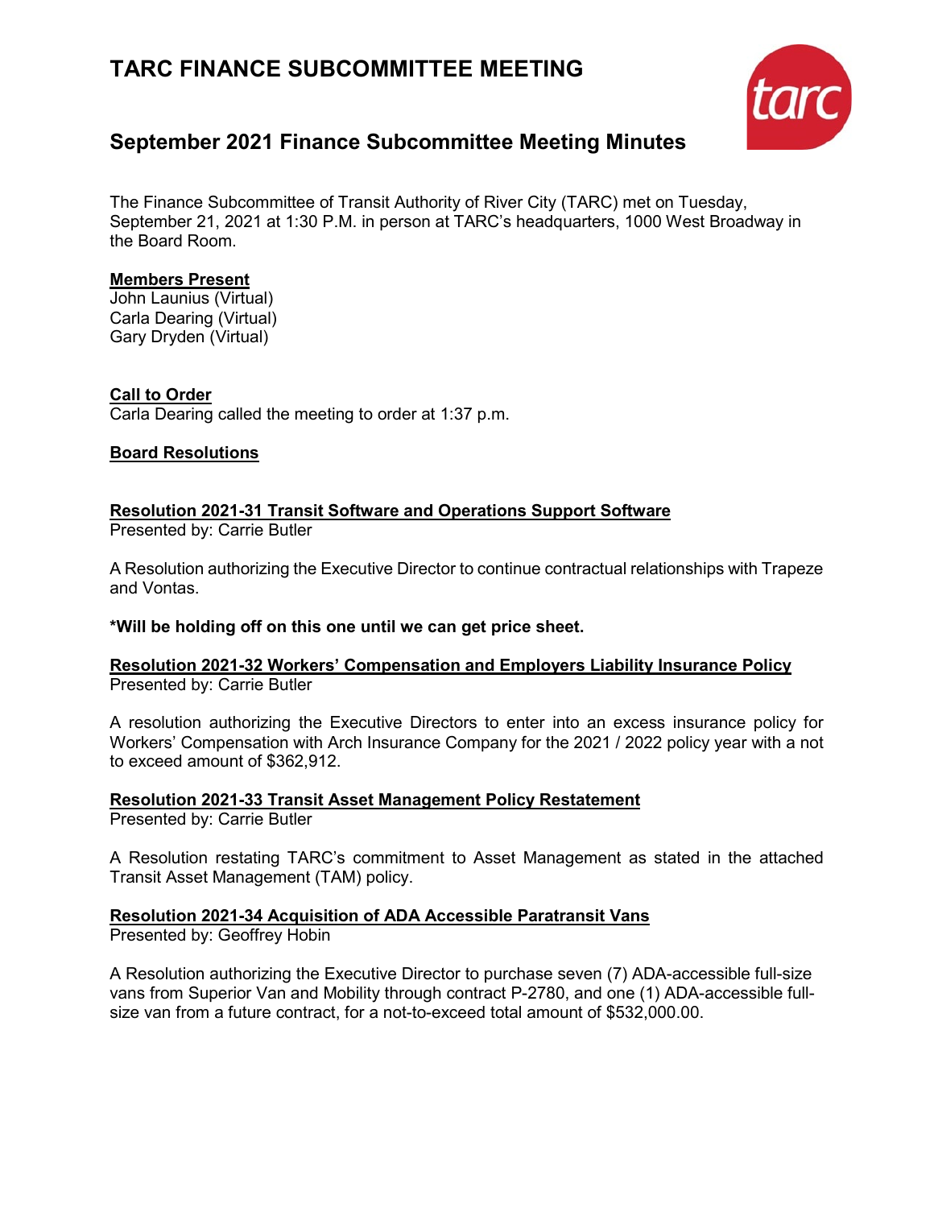# TARC FINANCE SUBCOMMITTEE MEETING

## September 2021 Finance Subcommittee Meeting Minutes

The Finance Subcommittee of Transit Authority of River City (TARC) met on Tuesday, September 21, 2021 at 1:30 P.M. in person at TARC's headquarters, 1000 West Broadway in the Board Room.

**Members Present**
John Launius (Virtual)
Carla Dearing (Virtual)
Gary Dryden (Virtual)

**Call to Order**
Carla Dearing called the meeting to order at 1:37 p.m.

**Board Resolutions**

**Resolution 2021-31 Transit Software and Operations Support Software**
Presented by: Carrie Butler

A Resolution authorizing the Executive Director to continue contractual relationships with Trapeze and Vontas.

**\*Will be holding off on this one until we can get price sheet.**

**Resolution 2021-32 Workers' Compensation and Employers Liability Insurance Policy**
Presented by: Carrie Butler

A resolution authorizing the Executive Directors to enter into an excess insurance policy for Workers' Compensation with Arch Insurance Company for the 2021 / 2022 policy year with a not to exceed amount of $362,912.

**Resolution 2021-33 Transit Asset Management Policy Restatement**
Presented by: Carrie Butler

A Resolution restating TARC's commitment to Asset Management as stated in the attached Transit Asset Management (TAM) policy.

**Resolution 2021-34 Acquisition of ADA Accessible Paratransit Vans**
Presented by: Geoffrey Hobin

A Resolution authorizing the Executive Director to purchase seven (7) ADA-accessible full-size vans from Superior Van and Mobility through contract P-2780, and one (1) ADA-accessible full-size van from a future contract, for a not-to-exceed total amount of $532,000.00.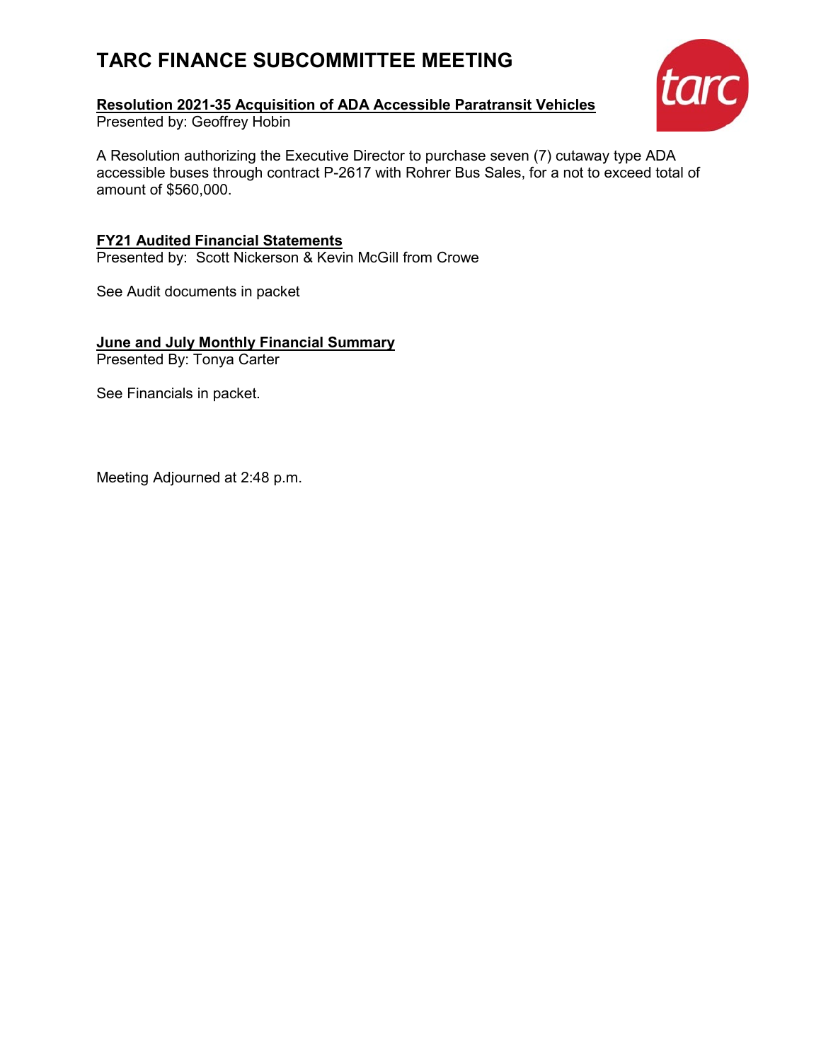# TARC FINANCE SUBCOMMITTEE MEETING

**Resolution 2021-35 Acquisition of ADA Accessible Paratransit Vehicles**
Presented by: Geoffrey Hobin

A Resolution authorizing the Executive Director to purchase seven (7) cutaway type ADA accessible buses through contract P-2617 with Rohrer Bus Sales, for a not to exceed total of amount of $560,000.

**FY21 Audited Financial Statements**
Presented by: Scott Nickerson & Kevin McGill from Crowe

See Audit documents in packet

**June and July Monthly Financial Summary**
Presented By: Tonya Carter

See Financials in packet.

Meeting Adjourned at 2:48 p.m.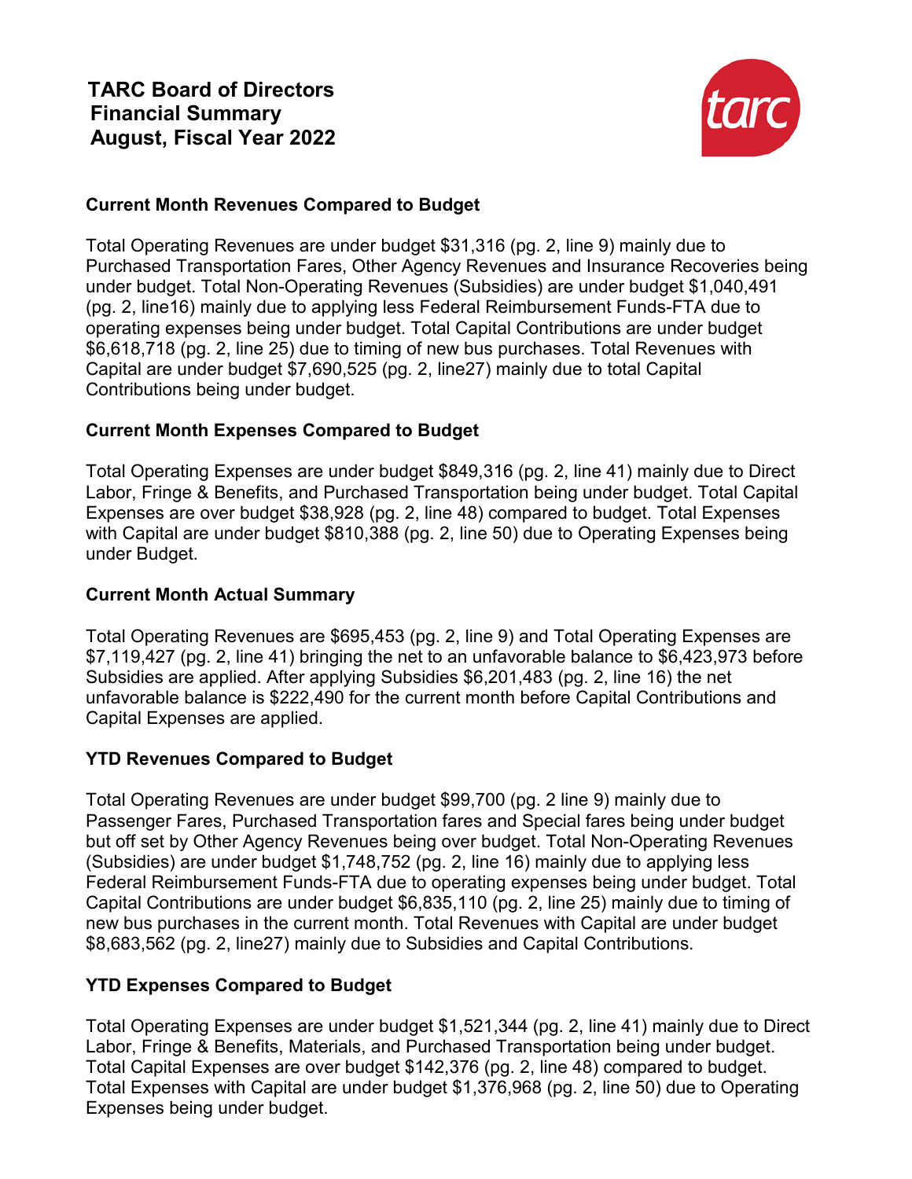# TARC Board of Directors
# Financial Summary
# August, Fiscal Year 2022

### Current Month Revenues Compared to Budget

Total Operating Revenues are under budget $31,316 (pg. 2, line 9) mainly due to Purchased Transportation Fares, Other Agency Revenues and Insurance Recoveries being under budget. Total Non-Operating Revenues (Subsidies) are under budget $1,040,491 (pg. 2, line16) mainly due to applying less Federal Reimbursement Funds-FTA due to operating expenses being under budget. Total Capital Contributions are under budget $6,618,718 (pg. 2, line 25) due to timing of new bus purchases. Total Revenues with Capital are under budget $7,690,525 (pg. 2, line27) mainly due to total Capital Contributions being under budget.

### Current Month Expenses Compared to Budget

Total Operating Expenses are under budget $849,316 (pg. 2, line 41) mainly due to Direct Labor, Fringe & Benefits, and Purchased Transportation being under budget. Total Capital Expenses are over budget $38,928 (pg. 2, line 48) compared to budget. Total Expenses with Capital are under budget $810,388 (pg. 2, line 50) due to Operating Expenses being under Budget.

### Current Month Actual Summary

Total Operating Revenues are $695,453 (pg. 2, line 9) and Total Operating Expenses are $7,119,427 (pg. 2, line 41) bringing the net to an unfavorable balance to $6,423,973 before Subsidies are applied. After applying Subsidies $6,201,483 (pg. 2, line 16) the net unfavorable balance is $222,490 for the current month before Capital Contributions and Capital Expenses are applied.

### YTD Revenues Compared to Budget

Total Operating Revenues are under budget $99,700 (pg. 2 line 9) mainly due to Passenger Fares, Purchased Transportation fares and Special fares being under budget but off set by Other Agency Revenues being over budget. Total Non-Operating Revenues (Subsidies) are under budget $1,748,752 (pg. 2, line 16) mainly due to applying less Federal Reimbursement Funds-FTA due to operating expenses being under budget. Total Capital Contributions are under budget $6,835,110 (pg. 2, line 25) mainly due to timing of new bus purchases in the current month. Total Revenues with Capital are under budget $8,683,562 (pg. 2, line27) mainly due to Subsidies and Capital Contributions.

### YTD Expenses Compared to Budget

Total Operating Expenses are under budget $1,521,344 (pg. 2, line 41) mainly due to Direct Labor, Fringe & Benefits, Materials, and Purchased Transportation being under budget. Total Capital Expenses are over budget $142,376 (pg. 2, line 48) compared to budget. Total Expenses with Capital are under budget $1,376,968 (pg. 2, line 50) due to Operating Expenses being under budget.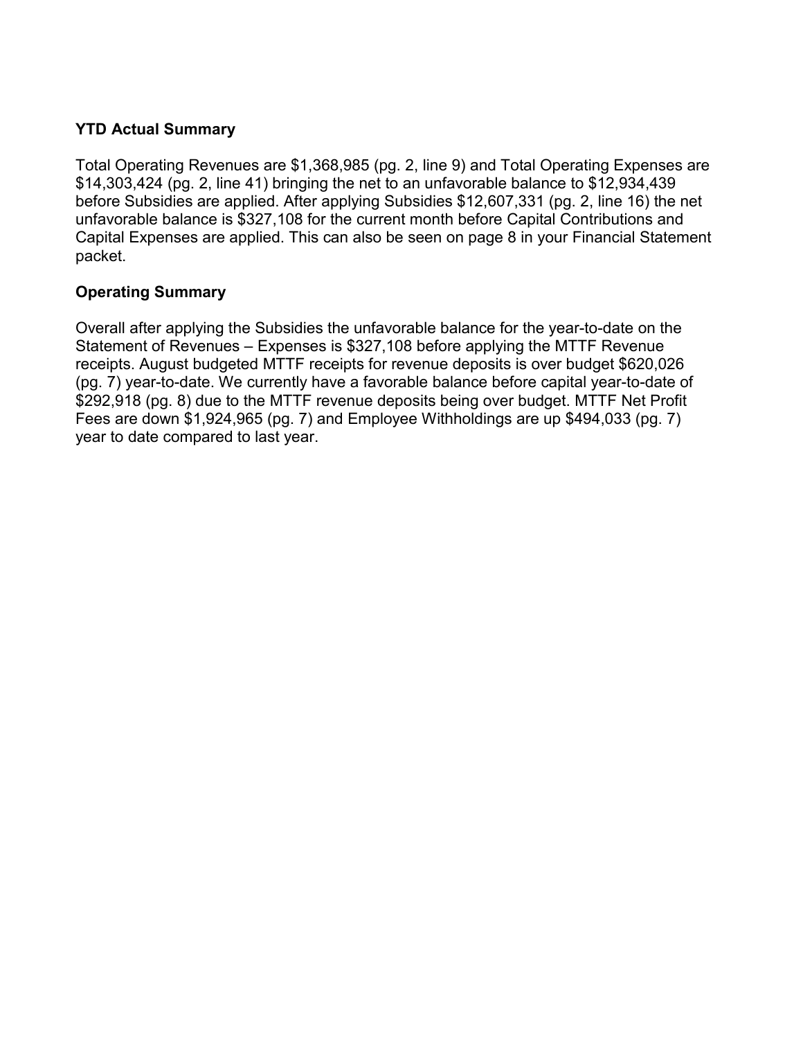**YTD Actual Summary**

Total Operating Revenues are $1,368,985 (pg. 2, line 9) and Total Operating Expenses are $14,303,424 (pg. 2, line 41) bringing the net to an unfavorable balance to $12,934,439 before Subsidies are applied. After applying Subsidies $12,607,331 (pg. 2, line 16) the net unfavorable balance is $327,108 for the current month before Capital Contributions and Capital Expenses are applied. This can also be seen on page 8 in your Financial Statement packet.

**Operating Summary**

Overall after applying the Subsidies the unfavorable balance for the year-to-date on the Statement of Revenues – Expenses is $327,108 before applying the MTTF Revenue receipts. August budgeted MTTF receipts for revenue deposits is over budget $620,026 (pg. 7) year-to-date. We currently have a favorable balance before capital year-to-date of $292,918 (pg. 8) due to the MTTF revenue deposits being over budget. MTTF Net Profit Fees are down $1,924,965 (pg. 7) and Employee Withholdings are up $494,033 (pg. 7) year to date compared to last year.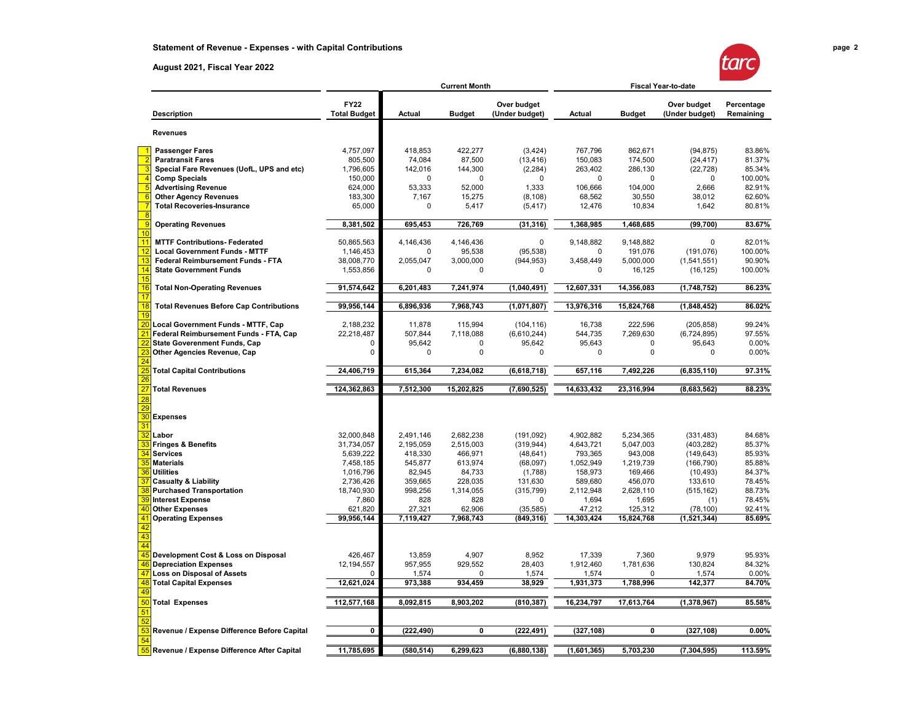**Statement of Revenue - Expenses - with Capital Contributions**

**August 2021, Fiscal Year 2022**

| | Description | FY22 Total Budget | Current Month Actual | Current Month Budget | Current Month Over budget (Under budget) | Fiscal Year-to-date Actual | Fiscal Year-to-date Budget | Fiscal Year-to-date Over budget (Under budget) | Percentage Remaining |
|---|---|---|---|---|---|---|---|---|---|
| | **Revenues** | | | | | | | | |
| 1 | **Passenger Fares** | 4,757,097 | 418,853 | 422,277 | (3,424) | 767,796 | 862,671 | (94,875) | 83.86% |
| 2 | **Paratransit Fares** | 805,500 | 74,084 | 87,500 | (13,416) | 150,083 | 174,500 | (24,417) | 81.37% |
| 3 | **Special Fare Revenues (UofL, UPS and etc)** | 1,796,605 | 142,016 | 144,300 | (2,284) | 263,402 | 286,130 | (22,728) | 85.34% |
| 4 | **Comp Specials** | 150,000 | 0 | 0 | 0 | 0 | 0 | 0 | 100.00% |
| 5 | **Advertising Revenue** | 624,000 | 53,333 | 52,000 | 1,333 | 106,666 | 104,000 | 2,666 | 82.91% |
| 6 | **Other Agency Revenues** | 183,300 | 7,167 | 15,275 | (8,108) | 68,562 | 30,550 | 38,012 | 62.60% |
| 7 | **Total Recoveries-Insurance** | 65,000 | 0 | 5,417 | (5,417) | 12,476 | 10,834 | 1,642 | 80.81% |
| 8 | | | | | | | | | |
| 9 | **Operating Revenues** | **8,381,502** | **695,453** | **726,769** | **(31,316)** | **1,368,985** | **1,468,685** | **(99,700)** | **83.67%** |
| 10 | | | | | | | | | |
| 11 | **MTTF Contributions- Federated** | 50,865,563 | 4,146,436 | 4,146,436 | 0 | 9,148,882 | 9,148,882 | 0 | 82.01% |
| 12 | **Local Government Funds - MTTF** | 1,146,453 | 0 | 95,538 | (95,538) | 0 | 191,076 | (191,076) | 100.00% |
| 13 | **Federal Reimbursement Funds - FTA** | 38,008,770 | 2,055,047 | 3,000,000 | (944,953) | 3,458,449 | 5,000,000 | (1,541,551) | 90.90% |
| 14 | **State Government Funds** | 1,553,856 | 0 | 0 | 0 | 0 | 16,125 | (16,125) | 100.00% |
| 15 | | | | | | | | | |
| 16 | **Total Non-Operating Revenues** | **91,574,642** | **6,201,483** | **7,241,974** | **(1,040,491)** | **12,607,331** | **14,356,083** | **(1,748,752)** | **86.23%** |
| 17 | | | | | | | | | |
| 18 | **Total Revenues Before Cap Contributions** | **99,956,144** | **6,896,936** | **7,968,743** | **(1,071,807)** | **13,976,316** | **15,824,768** | **(1,848,452)** | **86.02%** |
| 19 | | | | | | | | | |
| 20 | **Local Government Funds - MTTF, Cap** | 2,188,232 | 11,878 | 115,994 | (104,116) | 16,738 | 222,596 | (205,858) | 99.24% |
| 21 | **Federal Reimbursement Funds - FTA, Cap** | 22,218,487 | 507,844 | 7,118,088 | (6,610,244) | 544,735 | 7,269,630 | (6,724,895) | 97.55% |
| 22 | **State Goverenement Funds, Cap** | 0 | 95,642 | 0 | 95,642 | 95,643 | 0 | 95,643 | 0.00% |
| 23 | **Other Agencies Revenue, Cap** | 0 | 0 | 0 | 0 | 0 | 0 | 0 | 0.00% |
| 24 | | | | | | | | | |
| 25 | **Total Capital Contributions** | **24,406,719** | **615,364** | **7,234,082** | **(6,618,718)** | **657,116** | **7,492,226** | **(6,835,110)** | **97.31%** |
| 26 | | | | | | | | | |
| 27 | **Total Revenues** | **124,362,863** | **7,512,300** | **15,202,825** | **(7,690,525)** | **14,633,432** | **23,316,994** | **(8,683,562)** | **88.23%** |
| 28 | | | | | | | | | |
| 29 | | | | | | | | | |
| 30 | **Expenses** | | | | | | | | |
| 31 | | | | | | | | | |
| 32 | **Labor** | 32,000,848 | 2,491,146 | 2,682,238 | (191,092) | 4,902,882 | 5,234,365 | (331,483) | 84.68% |
| 33 | **Fringes & Benefits** | 31,734,057 | 2,195,059 | 2,515,003 | (319,944) | 4,643,721 | 5,047,003 | (403,282) | 85.37% |
| 34 | **Services** | 5,639,222 | 418,330 | 466,971 | (48,641) | 793,365 | 943,008 | (149,643) | 85.93% |
| 35 | **Materials** | 7,458,185 | 545,877 | 613,974 | (68,097) | 1,052,949 | 1,219,739 | (166,790) | 85.88% |
| 36 | **Utilities** | 1,016,796 | 82,945 | 84,733 | (1,788) | 158,973 | 169,466 | (10,493) | 84.37% |
| 37 | **Casualty & Liability** | 2,736,426 | 359,665 | 228,035 | 131,630 | 589,680 | 456,070 | 133,610 | 78.45% |
| 38 | **Purchased Transportation** | 18,740,930 | 998,256 | 1,314,055 | (315,799) | 2,112,948 | 2,628,110 | (515,162) | 88.73% |
| 39 | **Interest Expense** | 7,860 | 828 | 828 | 0 | 1,694 | 1,695 | (1) | 78.45% |
| 40 | **Other Expenses** | 621,820 | 27,321 | 62,906 | (35,585) | 47,212 | 125,312 | (78,100) | 92.41% |
| 41 | **Operating Expenses** | **99,956,144** | **7,119,427** | **7,968,743** | **(849,316)** | **14,303,424** | **15,824,768** | **(1,521,344)** | **85.69%** |
| 42 | | | | | | | | | |
| 43 | | | | | | | | | |
| 44 | | | | | | | | | |
| 45 | **Development Cost & Loss on Disposal** | 426,467 | 13,859 | 4,907 | 8,952 | 17,339 | 7,360 | 9,979 | 95.93% |
| 46 | **Depreciation Expenses** | 12,194,557 | 957,955 | 929,552 | 28,403 | 1,912,460 | 1,781,636 | 130,824 | 84.32% |
| 47 | **Loss on Disposal of Assets** | 0 | 1,574 | 0 | 1,574 | 1,574 | 0 | 1,574 | 0.00% |
| 48 | **Total Capital Expenses** | **12,621,024** | **973,388** | **934,459** | **38,929** | **1,931,373** | **1,788,996** | **142,377** | **84.70%** |
| 49 | | | | | | | | | |
| 50 | **Total Expenses** | **112,577,168** | **8,092,815** | **8,903,202** | **(810,387)** | **16,234,797** | **17,613,764** | **(1,378,967)** | **85.58%** |
| 51 | | | | | | | | | |
| 52 | | | | | | | | | |
| 53 | **Revenue / Expense Difference Before Capital** | **0** | **(222,490)** | **0** | **(222,491)** | **(327,108)** | **0** | **(327,108)** | **0.00%** |
| 54 | | | | | | | | | |
| 55 | **Revenue / Expense Difference After Capital** | **11,785,695** | **(580,514)** | **6,299,623** | **(6,880,138)** | **(1,601,365)** | **5,703,230** | **(7,304,595)** | **113.59%** |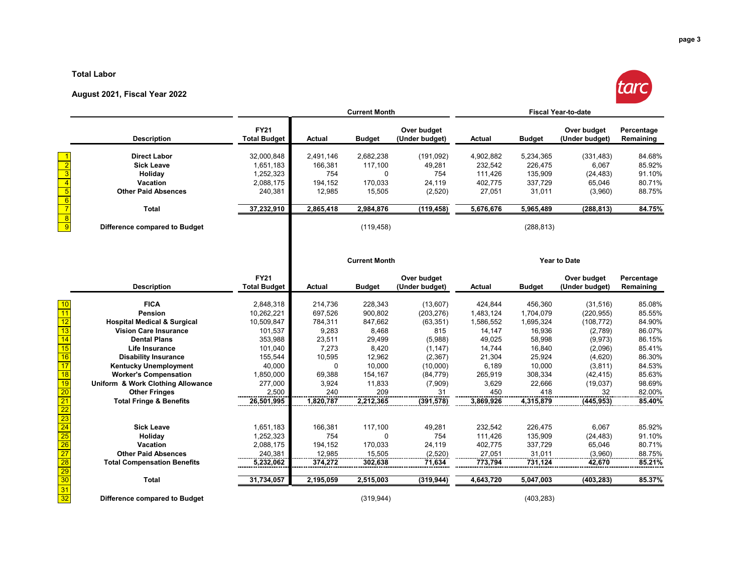**Total Labor**

**August 2021, Fiscal Year 2022**

| | Description | FY21 Total Budget | Current Month Actual | Current Month Budget | Current Month Over budget (Under budget) | Fiscal Year-to-date Actual | Fiscal Year-to-date Budget | Fiscal Year-to-date Over budget (Under budget) | Percentage Remaining |
|---|---|---|---|---|---|---|---|---|---|
| 1 | **Direct Labor** | 32,000,848 | 2,491,146 | 2,682,238 | (191,092) | 4,902,882 | 5,234,365 | (331,483) | 84.68% |
| 2 | **Sick Leave** | 1,651,183 | 166,381 | 117,100 | 49,281 | 232,542 | 226,475 | 6,067 | 85.92% |
| 3 | **Holiday** | 1,252,323 | 754 | 0 | 754 | 111,426 | 135,909 | (24,483) | 91.10% |
| 4 | **Vacation** | 2,088,175 | 194,152 | 170,033 | 24,119 | 402,775 | 337,729 | 65,046 | 80.71% |
| 5 | **Other Paid Absences** | 240,381 | 12,985 | 15,505 | (2,520) | 27,051 | 31,011 | (3,960) | 88.75% |
| 6 | | | | | | | | | |
| 7 | **Total** | **37,232,910** | **2,865,418** | **2,984,876** | **(119,458)** | **5,676,676** | **5,965,489** | **(288,813)** | **84.75%** |
| 8 | | | | | | | | | |
| 9 | **Difference compared to Budget** | | | (119,458) | | | (288,813) | | |

| | Description | FY21 Total Budget | Current Month Actual | Current Month Budget | Current Month Over budget (Under budget) | Year to Date Actual | Year to Date Budget | Year to Date Over budget (Under budget) | Percentage Remaining |
|---|---|---|---|---|---|---|---|---|---|
| 10 | **FICA** | 2,848,318 | 214,736 | 228,343 | (13,607) | 424,844 | 456,360 | (31,516) | 85.08% |
| 11 | **Pension** | 10,262,221 | 697,526 | 900,802 | (203,276) | 1,483,124 | 1,704,079 | (220,955) | 85.55% |
| 12 | **Hospital Medical & Surgical** | 10,509,847 | 784,311 | 847,662 | (63,351) | 1,586,552 | 1,695,324 | (108,772) | 84.90% |
| 13 | **Vision Care Insurance** | 101,537 | 9,283 | 8,468 | 815 | 14,147 | 16,936 | (2,789) | 86.07% |
| 14 | **Dental Plans** | 353,988 | 23,511 | 29,499 | (5,988) | 49,025 | 58,998 | (9,973) | 86.15% |
| 15 | **Life Insurance** | 101,040 | 7,273 | 8,420 | (1,147) | 14,744 | 16,840 | (2,096) | 85.41% |
| 16 | **Disability Insurance** | 155,544 | 10,595 | 12,962 | (2,367) | 21,304 | 25,924 | (4,620) | 86.30% |
| 17 | **Kentucky Unemployment** | 40,000 | 0 | 10,000 | (10,000) | 6,189 | 10,000 | (3,811) | 84.53% |
| 18 | **Worker's Compensation** | 1,850,000 | 69,388 | 154,167 | (84,779) | 265,919 | 308,334 | (42,415) | 85.63% |
| 19 | **Uniform & Work Clothing Allowance** | 277,000 | 3,924 | 11,833 | (7,909) | 3,629 | 22,666 | (19,037) | 98.69% |
| 20 | **Other Fringes** | 2,500 | 240 | 209 | 31 | 450 | 418 | 32 | 82.00% |
| 21 | **Total Fringe & Benefits** | **26,501,995** | **1,820,787** | **2,212,365** | **(391,578)** | **3,869,926** | **4,315,879** | **(445,953)** | **85.40%** |
| 22 | | | | | | | | | |
| 23 | | | | | | | | | |
| 24 | **Sick Leave** | 1,651,183 | 166,381 | 117,100 | 49,281 | 232,542 | 226,475 | 6,067 | 85.92% |
| 25 | **Holiday** | 1,252,323 | 754 | 0 | 754 | 111,426 | 135,909 | (24,483) | 91.10% |
| 26 | **Vacation** | 2,088,175 | 194,152 | 170,033 | 24,119 | 402,775 | 337,729 | 65,046 | 80.71% |
| 27 | **Other Paid Absences** | 240,381 | 12,985 | 15,505 | (2,520) | 27,051 | 31,011 | (3,960) | 88.75% |
| 28 | **Total Compensation Benefits** | **5,232,062** | **374,272** | **302,638** | **71,634** | **773,794** | **731,124** | **42,670** | **85.21%** |
| 29 | | | | | | | | | |
| 30 | **Total** | **31,734,057** | **2,195,059** | **2,515,003** | **(319,944)** | **4,643,720** | **5,047,003** | **(403,283)** | **85.37%** |
| 31 | | | | | | | | | |
| 32 | **Difference compared to Budget** | | | (319,944) | | | (403,283) | | |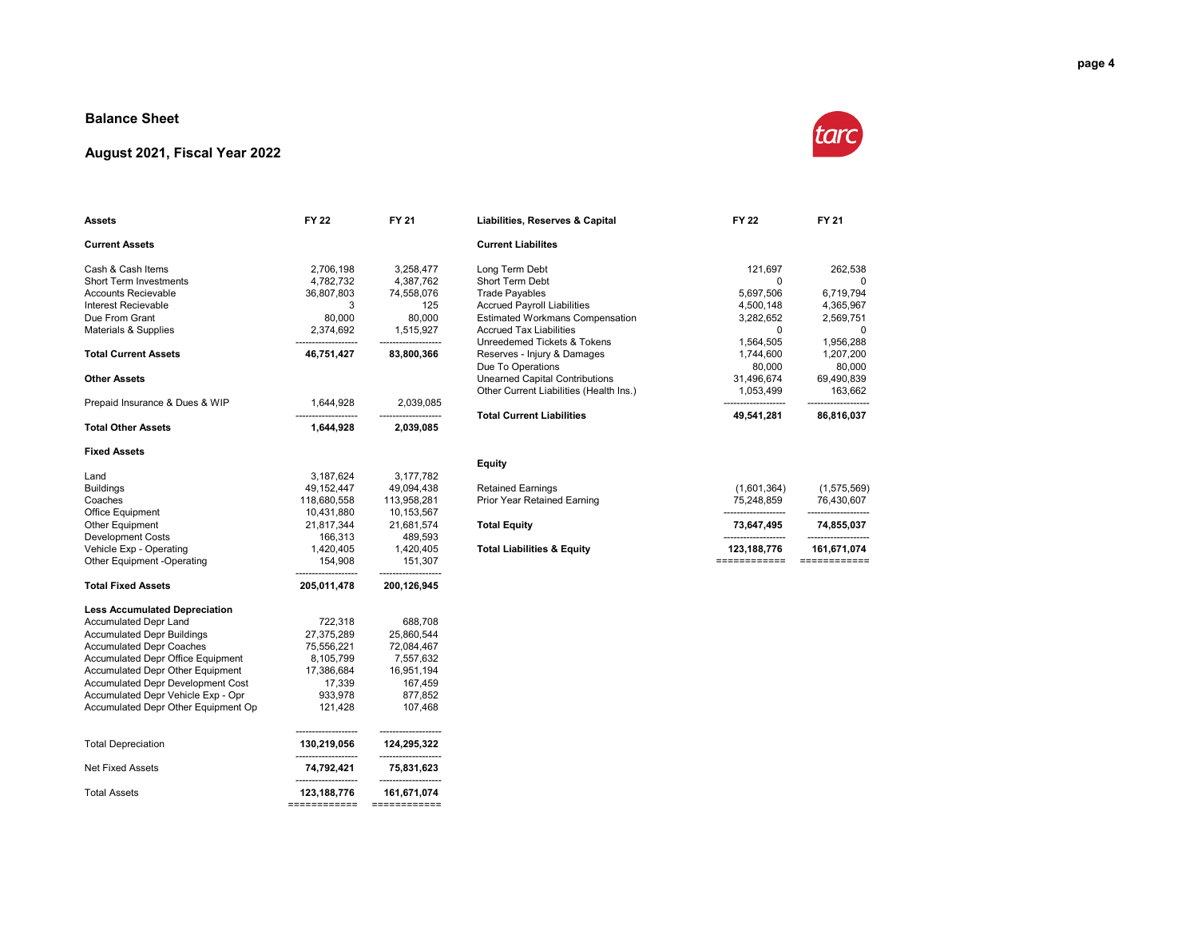## Balance Sheet

## August 2021, Fiscal Year 2022

| Assets | FY 22 | FY 21 |
|---|---|---|
| **Current Assets** | | |
| Cash & Cash Items | 2,706,198 | 3,258,477 |
| Short Term Investments | 4,782,732 | 4,387,762 |
| Accounts Recievable | 36,807,803 | 74,558,076 |
| Interest Recievable | 3 | 125 |
| Due From Grant | 80,000 | 80,000 |
| Materials & Supplies | 2,374,692 | 1,515,927 |
| **Total Current Assets** | **46,751,427** | **83,800,366** |
| **Other Assets** | | |
| Prepaid Insurance & Dues & WIP | 1,644,928 | 2,039,085 |
| **Total Other Assets** | **1,644,928** | **2,039,085** |
| **Fixed Assets** | | |
| Land | 3,187,624 | 3,177,782 |
| Buildings | 49,152,447 | 49,094,438 |
| Coaches | 118,680,558 | 113,958,281 |
| Office Equipment | 10,431,880 | 10,153,567 |
| Other Equipment | 21,817,344 | 21,681,574 |
| Development Costs | 166,313 | 489,593 |
| Vehicle Exp - Operating | 1,420,405 | 1,420,405 |
| Other Equipment -Operating | 154,908 | 151,307 |
| **Total Fixed Assets** | **205,011,478** | **200,126,945** |
| **Less Accumulated Depreciation** | | |
| Accumulated Depr Land | 722,318 | 688,708 |
| Accumulated Depr Buildings | 27,375,289 | 25,860,544 |
| Accumulated Depr Coaches | 75,556,221 | 72,084,467 |
| Accumulated Depr Office Equipment | 8,105,799 | 7,557,632 |
| Accumulated Depr Other Equipment | 17,386,684 | 16,951,194 |
| Accumulated Depr Development Cost | 17,339 | 167,459 |
| Accumulated Depr Vehicle Exp - Opr | 933,978 | 877,852 |
| Accumulated Depr Other Equipment Op | 121,428 | 107,468 |
| Total Depreciation | **130,219,056** | **124,295,322** |
| Net Fixed Assets | **74,792,421** | **75,831,623** |
| Total Assets | **123,188,776** | **161,671,074** |

| Liabilities, Reserves & Capital | FY 22 | FY 21 |
|---|---|---|
| **Current Liabilites** | | |
| Long Term Debt | 121,697 | 262,538 |
| Short Term Debt | 0 | 0 |
| Trade Payables | 5,697,506 | 6,719,794 |
| Accrued Payroll Liabilities | 4,500,148 | 4,365,967 |
| Estimated Workmans Compensation | 3,282,652 | 2,569,751 |
| Accrued Tax Liabilities | 0 | 0 |
| Unreedemed Tickets & Tokens | 1,564,505 | 1,956,288 |
| Reserves - Injury & Damages | 1,744,600 | 1,207,200 |
| Due To Operations | 80,000 | 80,000 |
| Unearned Capital Contributions | 31,496,674 | 69,490,839 |
| Other Current Liabilities (Health Ins.) | 1,053,499 | 163,662 |
| **Total Current Liabilities** | **49,541,281** | **86,816,037** |
| **Equity** | | |
| Retained Earnings | (1,601,364) | (1,575,569) |
| Prior Year Retained Earning | 75,248,859 | 76,430,607 |
| **Total Equity** | **73,647,495** | **74,855,037** |
| **Total Liabilities & Equity** | **123,188,776** | **161,671,074** |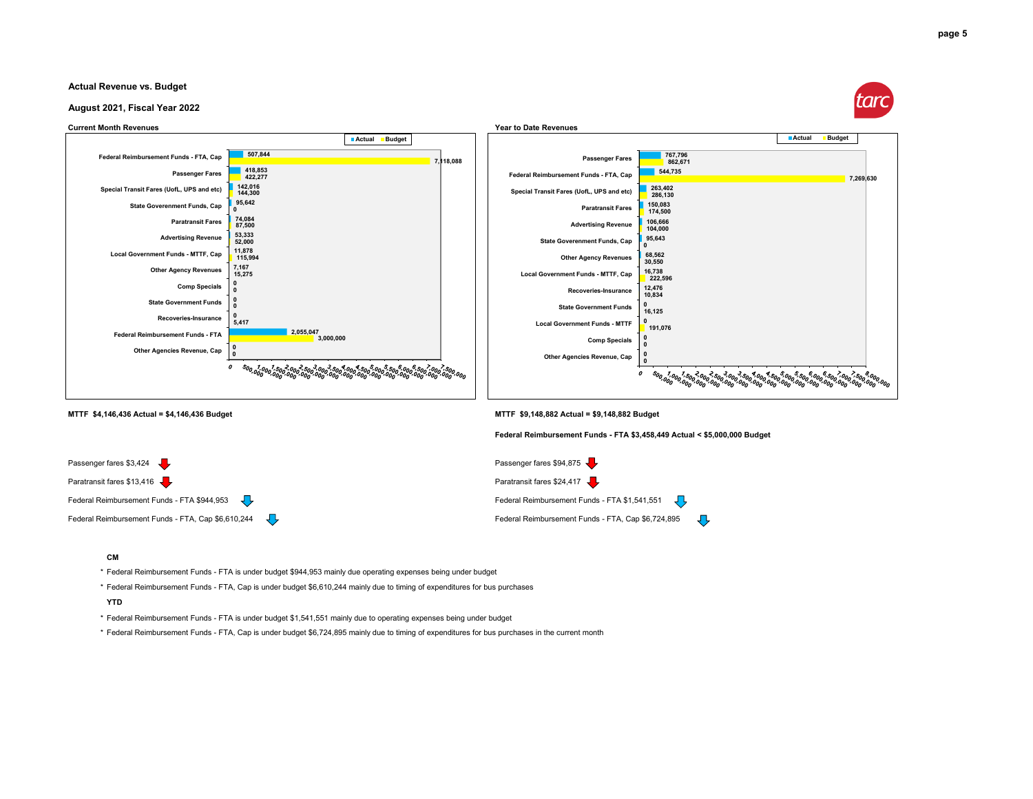## Actual Revenue vs. Budget

### August 2021, Fiscal Year 2022

**Current Month Revenues**

| Revenue | Actual | Budget |
|---|---|---|
| Federal Reimbursement Funds - FTA, Cap | 507,844 | 7,118,088 |
| Passenger Fares | 418,853 | 422,277 |
| Special Transit Fares (UofL, UPS and etc) | 142,016 | 144,300 |
| State Goverenment Funds, Cap | 95,642 | 0 |
| Paratransit Fares | 74,084 | 87,500 |
| Advertising Revenue | 53,333 | 52,000 |
| Local Government Funds - MTTF, Cap | 11,878 | 115,994 |
| Other Agency Revenues | 7,167 | 15,275 |
| Comp Specials | 0 | 0 |
| State Government Funds | 0 | 0 |
| Recoveries-Insurance | 0 | 5,417 |
| Federal Reimbursement Funds - FTA | 2,055,047 | 3,000,000 |
| Other Agencies Revenue, Cap | 0 | 0 |

**Year to Date Revenues**

| Revenue | Actual | Budget |
|---|---|---|
| Passenger Fares | 767,796 | 862,671 |
| Federal Reimbursement Funds - FTA, Cap | 544,735 | 7,269,630 |
| Special Transit Fares (UofL, UPS and etc) | 263,402 | 286,130 |
| Paratransit Fares | 150,083 | 174,500 |
| Advertising Revenue | 106,666 | 104,000 |
| State Goverenment Funds, Cap | 95,643 | 0 |
| Other Agency Revenues | 68,562 | 30,550 |
| Local Government Funds - MTTF, Cap | 16,738 | 222,596 |
| Recoveries-Insurance | 12,476 | 10,834 |
| State Government Funds | 0 | 16,125 |
| Local Government Funds - MTTF | 0 | 191,076 |
| Comp Specials | 0 | 0 |
| Other Agencies Revenue, Cap | 0 | 0 |

**MTTF $4,146,436 Actual = $4,146,436 Budget**

Passenger fares $3,424 ↓

Paratransit fares $13,416 ↓

Federal Reimbursement Funds - FTA $944,953 ↓

Federal Reimbursement Funds - FTA, Cap $6,610,244 ↓

**MTTF $9,148,882 Actual = $9,148,882 Budget**

**Federal Reimbursement Funds - FTA $3,458,449 Actual < $5,000,000 Budget**

Passenger fares $94,875 ↓

Paratransit fares $24,417 ↓

Federal Reimbursement Funds - FTA $1,541,551 ↓

Federal Reimbursement Funds - FTA, Cap $6,724,895 ↓

**CM**

* Federal Reimbursement Funds - FTA is under budget $944,953 mainly due operating expenses being under budget
* Federal Reimbursement Funds - FTA, Cap is under budget $6,610,244 mainly due to timing of expenditures for bus purchases

**YTD**

* Federal Reimbursement Funds - FTA is under budget $1,541,551 mainly due to operating expenses being under budget
* Federal Reimbursement Funds - FTA, Cap is under budget $6,724,895 mainly due to timing of expenditures for bus purchases in the current month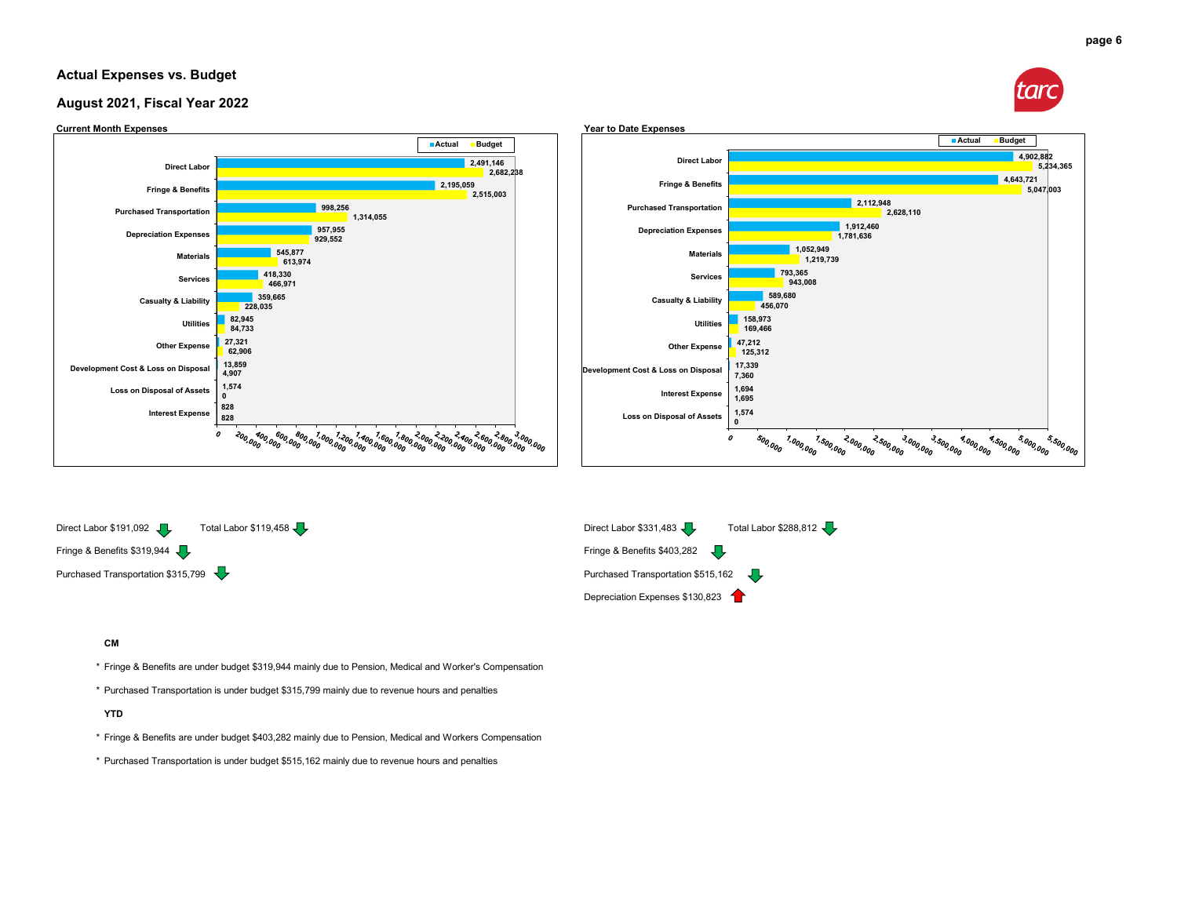## Actual Expenses vs. Budget

## August 2021, Fiscal Year 2022

**Current Month Expenses**

| Category | Actual | Budget |
|---|---|---|
| Direct Labor | 2,491,146 | 2,682,238 |
| Fringe & Benefits | 2,195,059 | 2,515,003 |
| Purchased Transportation | 998,256 | 1,314,055 |
| Depreciation Expenses | 957,955 | 929,552 |
| Materials | 545,877 | 613,974 |
| Services | 418,330 | 466,971 |
| Casualty & Liability | 359,665 | 228,035 |
| Utilities | 82,945 | 84,733 |
| Other Expense | 27,321 | 62,906 |
| Development Cost & Loss on Disposal | 13,859 | 4,907 |
| Loss on Disposal of Assets | 1,574 | 0 |
| Interest Expense | 828 | 828 |

**Year to Date Expenses**

| Category | Actual | Budget |
|---|---|---|
| Direct Labor | 4,902,882 | 5,234,365 |
| Fringe & Benefits | 4,643,721 | 5,047,003 |
| Purchased Transportation | 2,112,948 | 2,628,110 |
| Depreciation Expenses | 1,912,460 | 1,781,636 |
| Materials | 1,052,949 | 1,219,739 |
| Services | 793,365 | 943,008 |
| Casualty & Liability | 589,680 | 456,070 |
| Utilities | 158,973 | 169,466 |
| Other Expense | 47,212 | 125,312 |
| Development Cost & Loss on Disposal | 17,339 | 7,360 |
| Interest Expense | 1,694 | 1,695 |
| Loss on Disposal of Assets | 1,574 | 0 |

Current Month:

- Direct Labor $191,092 ↓ Total Labor $119,458 ↓
- Fringe & Benefits $319,944 ↓
- Purchased Transportation $315,799 ↓

Year to Date:

- Direct Labor $331,483 ↓ Total Labor $288,812 ↓
- Fringe & Benefits $403,282 ↓
- Purchased Transportation $515,162 ↓
- Depreciation Expenses $130,823 ↑

**CM**

* Fringe & Benefits are under budget $319,944 mainly due to Pension, Medical and Worker's Compensation
* Purchased Transportation is under budget $315,799 mainly due to revenue hours and penalties

**YTD**

* Fringe & Benefits are under budget $403,282 mainly due to Pension, Medical and Workers Compensation
* Purchased Transportation is under budget $515,162 mainly due to revenue hours and penalties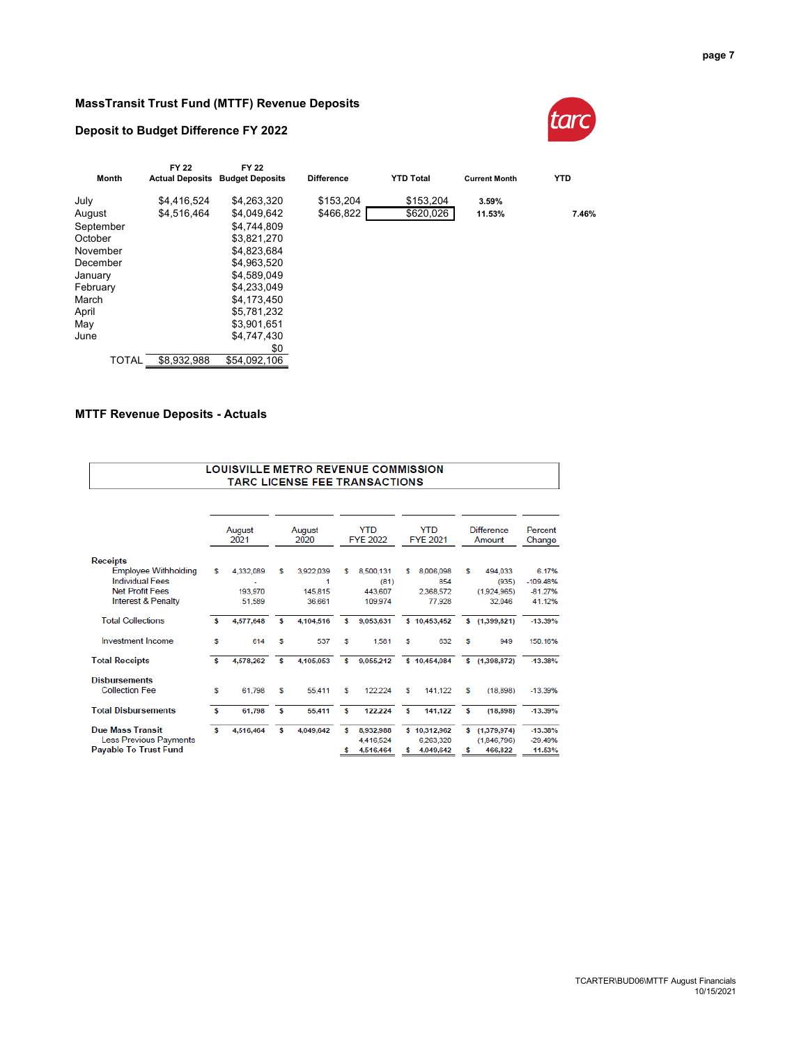## MassTransit Trust Fund (MTTF) Revenue Deposits

### Deposit to Budget Difference FY 2022

| Month | FY 22 Actual Deposits | FY 22 Budget Deposits | Difference | YTD Total | Current Month | YTD |
|---|---|---|---|---|---|---|
| July | $4,416,524 | $4,263,320 | $153,204 | $153,204 | 3.59% | |
| August | $4,516,464 | $4,049,642 | $466,822 | $620,026 | 11.53% | 7.46% |
| September | | $4,744,809 | | | | |
| October | | $3,821,270 | | | | |
| November | | $4,823,684 | | | | |
| December | | $4,963,520 | | | | |
| January | | $4,589,049 | | | | |
| February | | $4,233,049 | | | | |
| March | | $4,173,450 | | | | |
| April | | $5,781,232 | | | | |
| May | | $3,901,651 | | | | |
| June | | $4,747,430 | | | | |
| | | $0 | | | | |
| TOTAL | $8,932,988 | $54,092,106 | | | | |

### MTTF Revenue Deposits - Actuals

**LOUISVILLE METRO REVENUE COMMISSION**
**TARC LICENSE FEE TRANSACTIONS**

| | August 2021 | August 2020 | YTD FYE 2022 | YTD FYE 2021 | Difference Amount | Percent Change |
|---|---|---|---|---|---|---|
| **Receipts** | | | | | | |
| Employee Withholding | $ 4,332,089 | $ 3,922,039 | $ 8,500,131 | $ 8,006,098 | $ 494,033 | 6.17% |
| Individual Fees | - | 1 | (81) | 854 | (935) | -109.48% |
| Net Profit Fees | 193,970 | 145,815 | 443,607 | 2,368,572 | (1,924,965) | -81.27% |
| Interest & Penalty | 51,589 | 36,661 | 109,974 | 77,928 | 32,046 | 41.12% |
| Total Collections | $ 4,577,648 | $ 4,104,516 | $ 9,053,631 | $ 10,453,452 | $ (1,399,821) | -13.39% |
| Investment Income | $ 614 | $ 537 | $ 1,581 | $ 632 | $ 949 | 150.16% |
| **Total Receipts** | $ 4,578,262 | $ 4,105,053 | $ 9,055,212 | $ 10,454,084 | $ (1,398,872) | -13.38% |
| **Disbursements** | | | | | | |
| Collection Fee | $ 61,798 | $ 55,411 | $ 122,224 | $ 141,122 | $ (18,898) | -13.39% |
| **Total Disbursements** | $ 61,798 | $ 55,411 | $ 122,224 | $ 141,122 | $ (18,898) | -13.39% |
| **Due Mass Transit** | $ 4,516,464 | $ 4,049,642 | $ 8,932,988 | $ 10,312,962 | $ (1,379,974) | -13.38% |
| Less Previous Payments | | | 4,416,524 | 6,263,320 | (1,846,796) | -29.49% |
| **Payable To Trust Fund** | | | $ 4,516,464 | $ 4,049,642 | $ 466,822 | 11.53% |

TCARTER\BUD06\MTTF August Financials
10/15/2021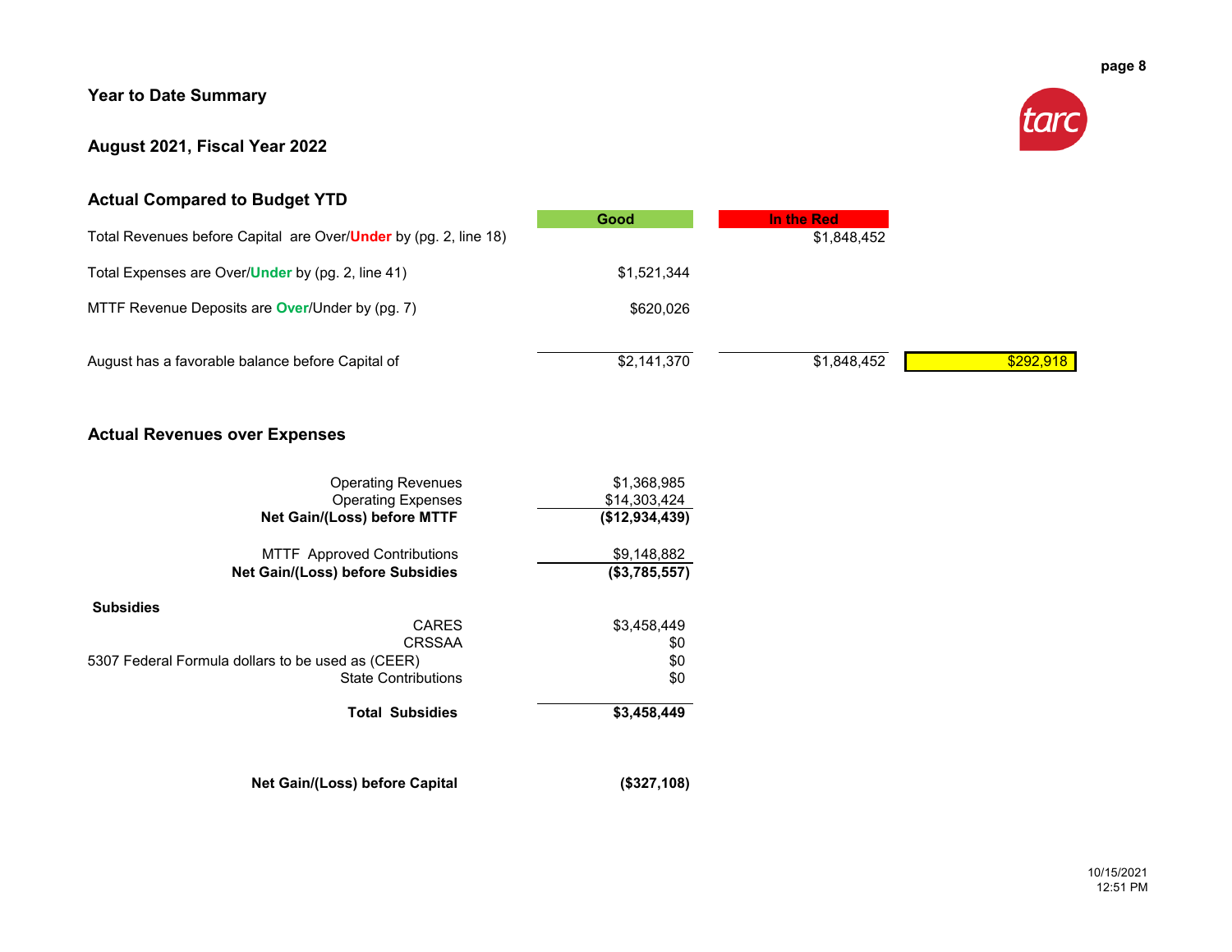## Year to Date Summary

## August 2021, Fiscal Year 2022

### Actual Compared to Budget YTD

| | Good | In the Red | |
|---|---|---|---|
| Total Revenues before Capital are Over/**Under** by (pg. 2, line 18) | | $1,848,452 | |
| Total Expenses are Over/**Under** by (pg. 2, line 41) | $1,521,344 | | |
| MTTF Revenue Deposits are **Over**/Under by (pg. 7) | $620,026 | | |
| August has a favorable balance before Capital of | $2,141,370 | $1,848,452 | $292,918 |

### Actual Revenues over Expenses

| | |
|---|---|
| Operating Revenues | $1,368,985 |
| Operating Expenses | $14,303,424 |
| **Net Gain/(Loss) before MTTF** | **($12,934,439)** |
| MTTF Approved Contributions | $9,148,882 |
| **Net Gain/(Loss) before Subsidies** | **($3,785,557)** |
| **Subsidies** | |
| CARES | $3,458,449 |
| CRSSAA | $0 |
| 5307 Federal Formula dollars to be used as (CEER) | $0 |
| State Contributions | $0 |
| **Total Subsidies** | **$3,458,449** |
| **Net Gain/(Loss) before Capital** | **($327,108)** |

10/15/2021
12:51 PM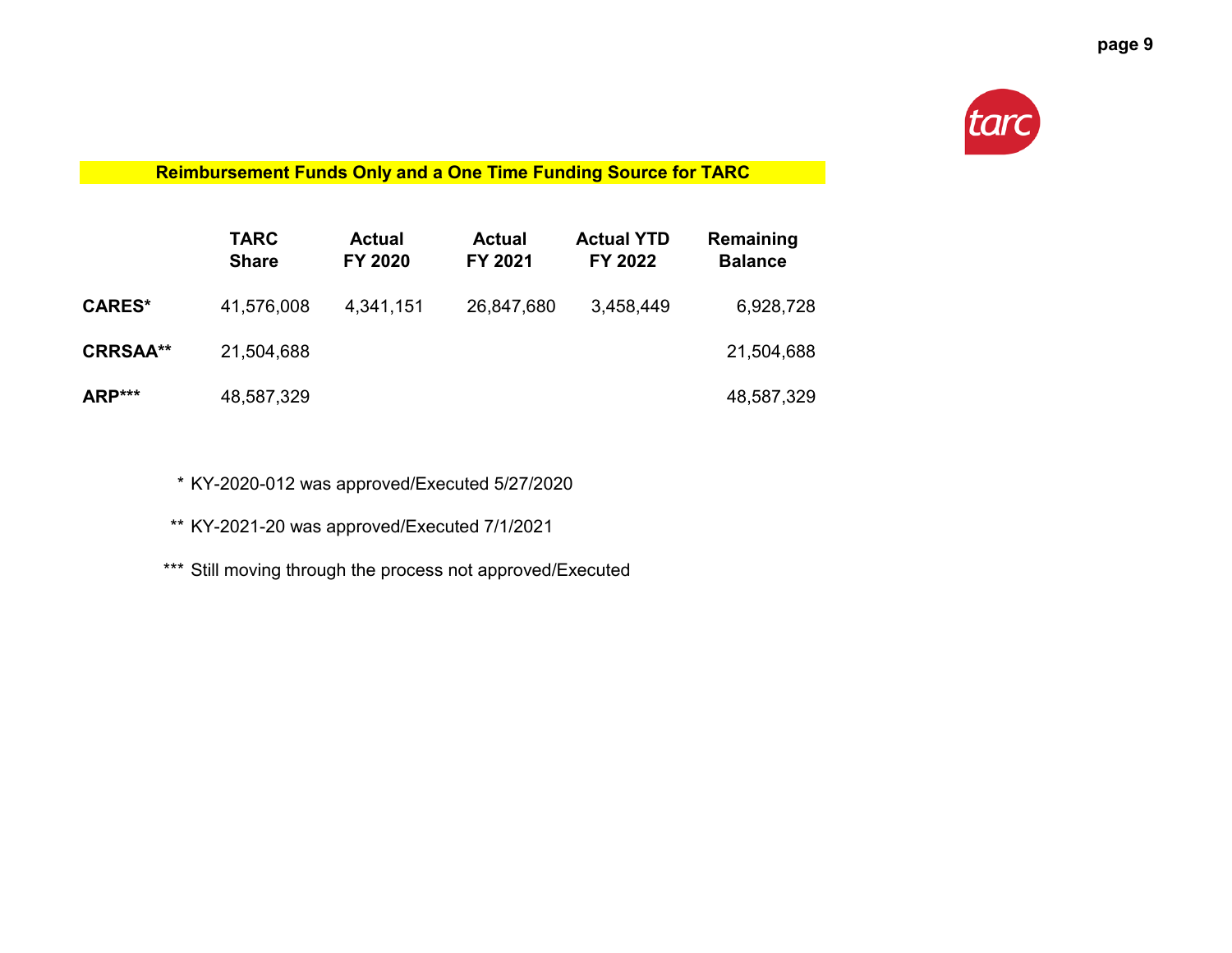**Reimbursement Funds Only and a One Time Funding Source for TARC**

| | TARC Share | Actual FY 2020 | Actual FY 2021 | Actual YTD FY 2022 | Remaining Balance |
|---|---|---|---|---|---|
| **CARES*** | 41,576,008 | 4,341,151 | 26,847,680 | 3,458,449 | 6,928,728 |
| **CRRSAA**** | 21,504,688 | | | | 21,504,688 |
| **ARP***** | 48,587,329 | | | | 48,587,329 |

\* KY-2020-012 was approved/Executed 5/27/2020

** KY-2021-20 was approved/Executed 7/1/2021

*** Still moving through the process not approved/Executed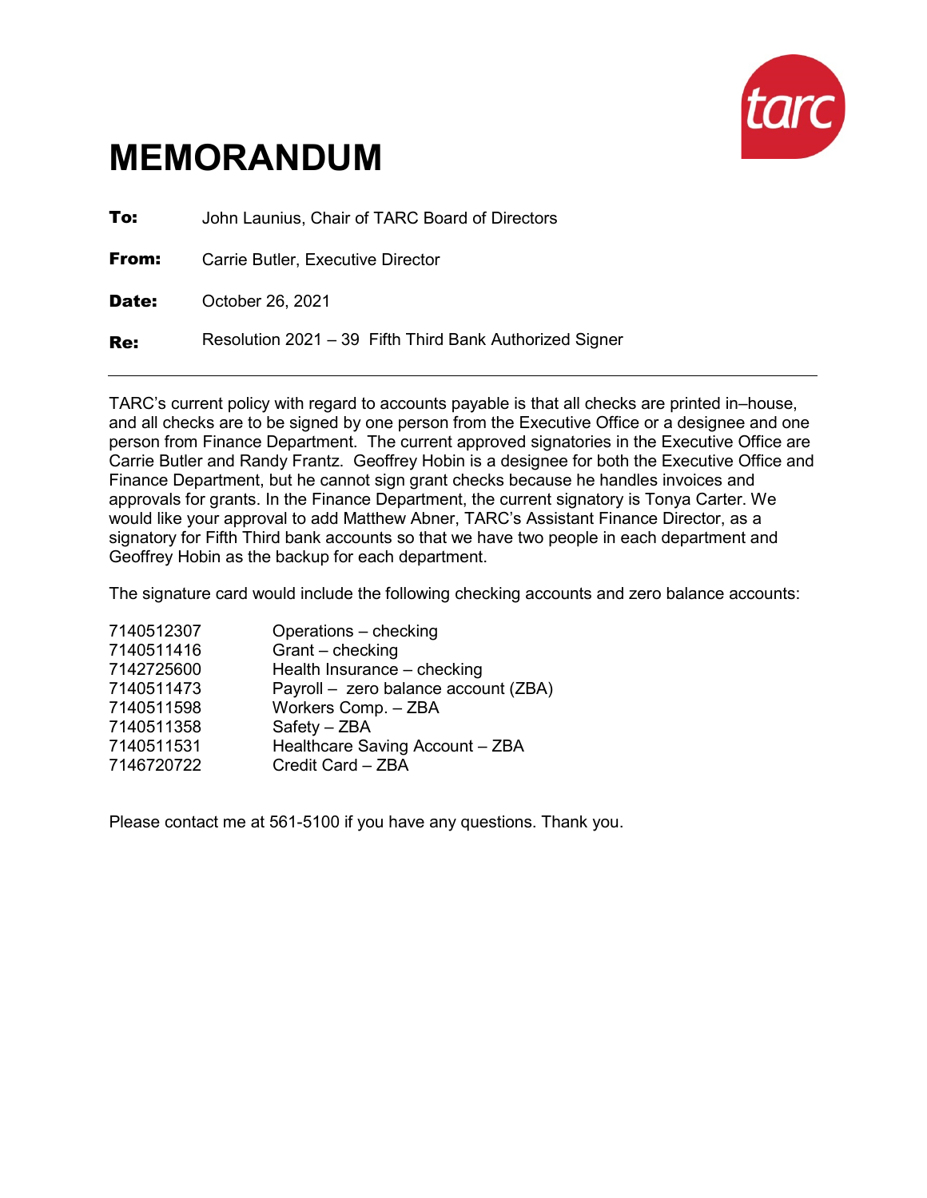# MEMORANDUM

**To:** John Launius, Chair of TARC Board of Directors

**From:** Carrie Butler, Executive Director

**Date:** October 26, 2021

**Re:** Resolution 2021 – 39 Fifth Third Bank Authorized Signer

---

TARC's current policy with regard to accounts payable is that all checks are printed in–house, and all checks are to be signed by one person from the Executive Office or a designee and one person from Finance Department. The current approved signatories in the Executive Office are Carrie Butler and Randy Frantz. Geoffrey Hobin is a designee for both the Executive Office and Finance Department, but he cannot sign grant checks because he handles invoices and approvals for grants. In the Finance Department, the current signatory is Tonya Carter. We would like your approval to add Matthew Abner, TARC's Assistant Finance Director, as a signatory for Fifth Third bank accounts so that we have two people in each department and Geoffrey Hobin as the backup for each department.

The signature card would include the following checking accounts and zero balance accounts:

| | |
|---|---|
| 7140512307 | Operations – checking |
| 7140511416 | Grant – checking |
| 7142725600 | Health Insurance – checking |
| 7140511473 | Payroll – zero balance account (ZBA) |
| 7140511598 | Workers Comp. – ZBA |
| 7140511358 | Safety – ZBA |
| 7140511531 | Healthcare Saving Account – ZBA |
| 7146720722 | Credit Card – ZBA |

Please contact me at 561-5100 if you have any questions. Thank you.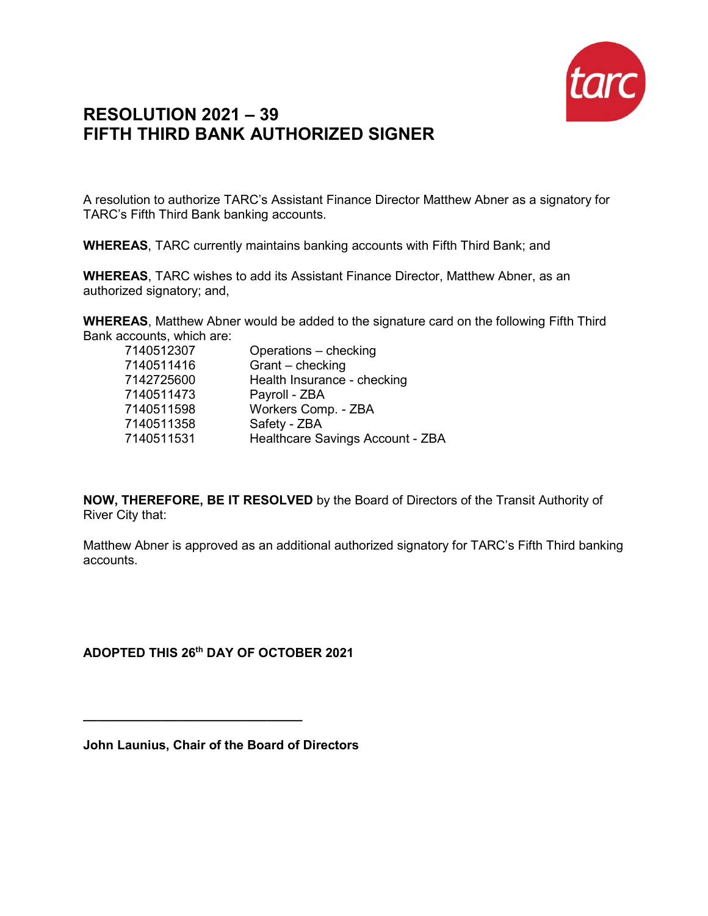# RESOLUTION 2021 – 39
# FIFTH THIRD BANK AUTHORIZED SIGNER

A resolution to authorize TARC's Assistant Finance Director Matthew Abner as a signatory for TARC's Fifth Third Bank banking accounts.

**WHEREAS**, TARC currently maintains banking accounts with Fifth Third Bank; and

**WHEREAS**, TARC wishes to add its Assistant Finance Director, Matthew Abner, as an authorized signatory; and,

**WHEREAS**, Matthew Abner would be added to the signature card on the following Fifth Third Bank accounts, which are:

| | |
|---|---|
| 7140512307 | Operations – checking |
| 7140511416 | Grant – checking |
| 7142725600 | Health Insurance - checking |
| 7140511473 | Payroll - ZBA |
| 7140511598 | Workers Comp. - ZBA |
| 7140511358 | Safety - ZBA |
| 7140511531 | Healthcare Savings Account - ZBA |

**NOW, THEREFORE, BE IT RESOLVED** by the Board of Directors of the Transit Authority of River City that:

Matthew Abner is approved as an additional authorized signatory for TARC's Fifth Third banking accounts.

**ADOPTED THIS 26th DAY OF OCTOBER 2021**

\_\_\_\_\_\_\_\_\_\_\_\_\_\_\_\_\_\_\_\_\_\_\_\_\_\_\_\_\_\_\_\_

**John Launius, Chair of the Board of Directors**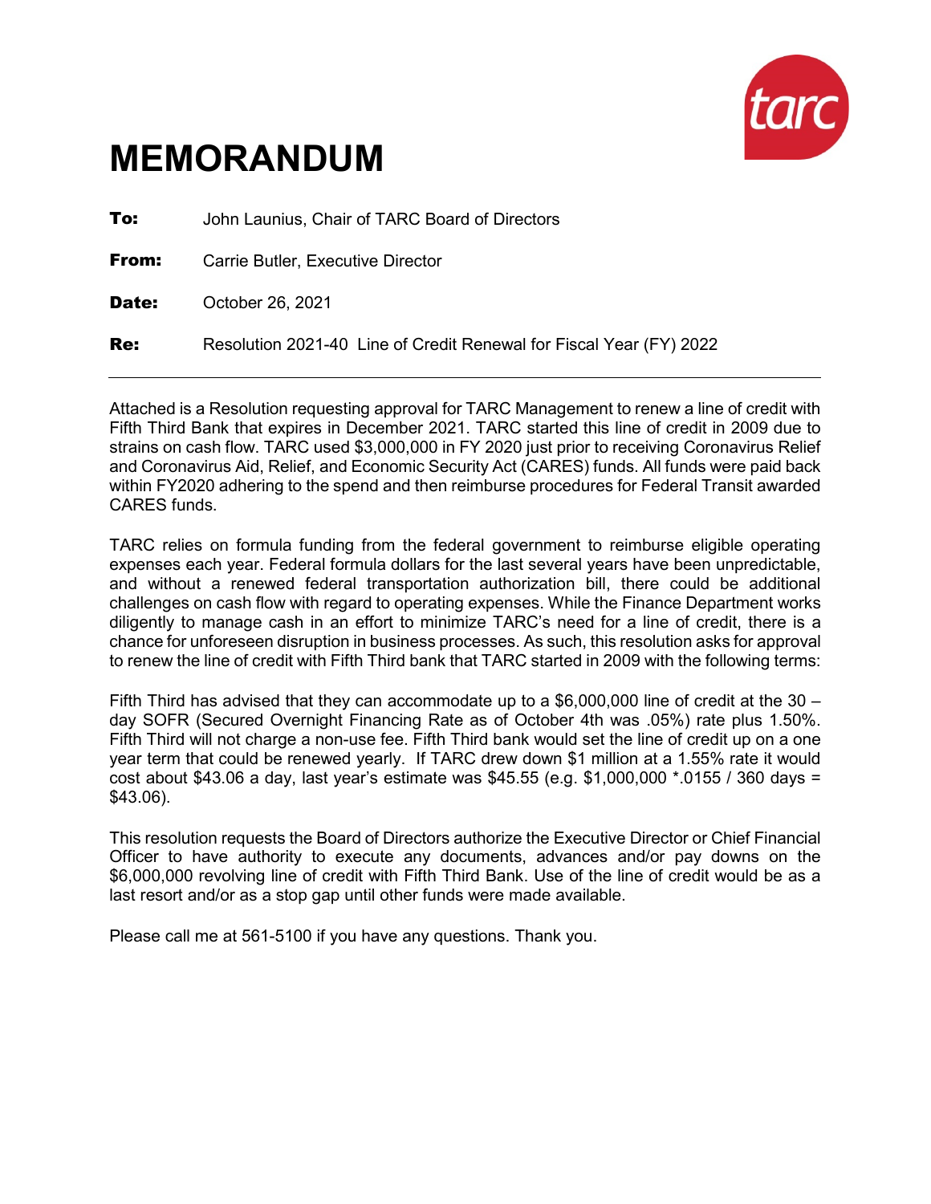# MEMORANDUM

**To:** John Launius, Chair of TARC Board of Directors

**From:** Carrie Butler, Executive Director

**Date:** October 26, 2021

**Re:** Resolution 2021-40 Line of Credit Renewal for Fiscal Year (FY) 2022

---

Attached is a Resolution requesting approval for TARC Management to renew a line of credit with Fifth Third Bank that expires in December 2021. TARC started this line of credit in 2009 due to strains on cash flow. TARC used $3,000,000 in FY 2020 just prior to receiving Coronavirus Relief and Coronavirus Aid, Relief, and Economic Security Act (CARES) funds. All funds were paid back within FY2020 adhering to the spend and then reimburse procedures for Federal Transit awarded CARES funds.

TARC relies on formula funding from the federal government to reimburse eligible operating expenses each year. Federal formula dollars for the last several years have been unpredictable, and without a renewed federal transportation authorization bill, there could be additional challenges on cash flow with regard to operating expenses. While the Finance Department works diligently to manage cash in an effort to minimize TARC's need for a line of credit, there is a chance for unforeseen disruption in business processes. As such, this resolution asks for approval to renew the line of credit with Fifth Third bank that TARC started in 2009 with the following terms:

Fifth Third has advised that they can accommodate up to a $6,000,000 line of credit at the 30 – day SOFR (Secured Overnight Financing Rate as of October 4th was .05%) rate plus 1.50%. Fifth Third will not charge a non-use fee. Fifth Third bank would set the line of credit up on a one year term that could be renewed yearly. If TARC drew down $1 million at a 1.55% rate it would cost about $43.06 a day, last year's estimate was $45.55 (e.g. $1,000,000 *.0155 / 360 days = $43.06).

This resolution requests the Board of Directors authorize the Executive Director or Chief Financial Officer to have authority to execute any documents, advances and/or pay downs on the $6,000,000 revolving line of credit with Fifth Third Bank. Use of the line of credit would be as a last resort and/or as a stop gap until other funds were made available.

Please call me at 561-5100 if you have any questions. Thank you.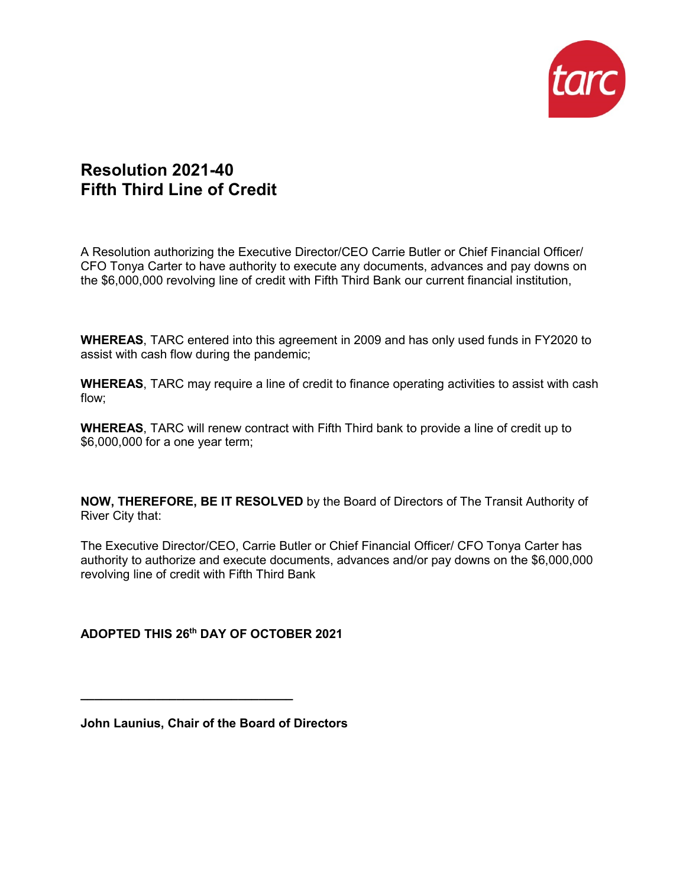# Resolution 2021-40
# Fifth Third Line of Credit

A Resolution authorizing the Executive Director/CEO Carrie Butler or Chief Financial Officer/ CFO Tonya Carter to have authority to execute any documents, advances and pay downs on the $6,000,000 revolving line of credit with Fifth Third Bank our current financial institution,

**WHEREAS**, TARC entered into this agreement in 2009 and has only used funds in FY2020 to assist with cash flow during the pandemic;

**WHEREAS**, TARC may require a line of credit to finance operating activities to assist with cash flow;

**WHEREAS**, TARC will renew contract with Fifth Third bank to provide a line of credit up to $6,000,000 for a one year term;

**NOW, THEREFORE, BE IT RESOLVED** by the Board of Directors of The Transit Authority of River City that:

The Executive Director/CEO, Carrie Butler or Chief Financial Officer/ CFO Tonya Carter has authority to authorize and execute documents, advances and/or pay downs on the $6,000,000 revolving line of credit with Fifth Third Bank

**ADOPTED THIS 26th DAY OF OCTOBER 2021**

\_\_\_\_\_\_\_\_\_\_\_\_\_\_\_\_\_\_\_\_\_\_\_\_\_\_\_\_\_\_\_\_

**John Launius, Chair of the Board of Directors**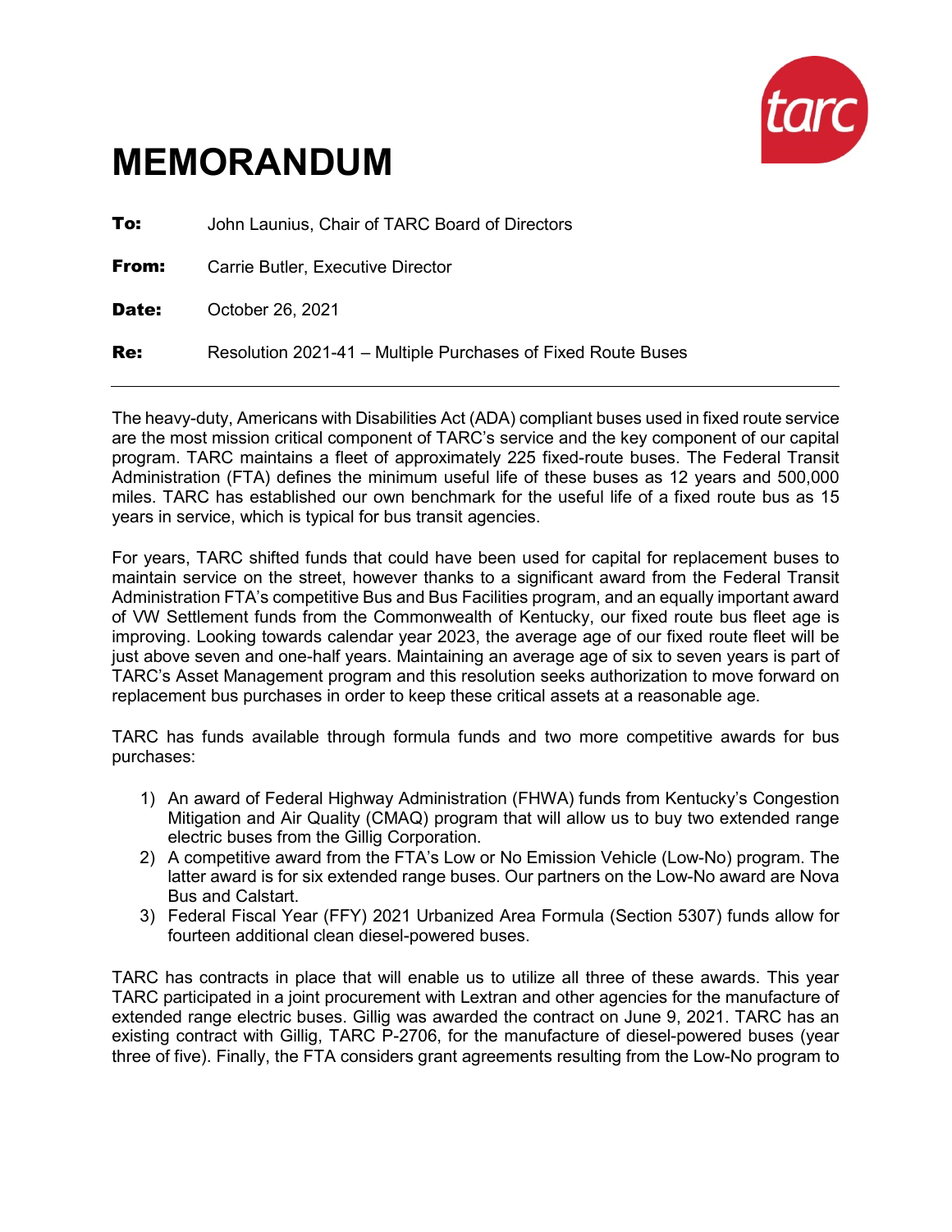# MEMORANDUM

**To:** John Launius, Chair of TARC Board of Directors

**From:** Carrie Butler, Executive Director

**Date:** October 26, 2021

**Re:** Resolution 2021-41 – Multiple Purchases of Fixed Route Buses

---

The heavy-duty, Americans with Disabilities Act (ADA) compliant buses used in fixed route service are the most mission critical component of TARC's service and the key component of our capital program. TARC maintains a fleet of approximately 225 fixed-route buses. The Federal Transit Administration (FTA) defines the minimum useful life of these buses as 12 years and 500,000 miles. TARC has established our own benchmark for the useful life of a fixed route bus as 15 years in service, which is typical for bus transit agencies.

For years, TARC shifted funds that could have been used for capital for replacement buses to maintain service on the street, however thanks to a significant award from the Federal Transit Administration FTA's competitive Bus and Bus Facilities program, and an equally important award of VW Settlement funds from the Commonwealth of Kentucky, our fixed route bus fleet age is improving. Looking towards calendar year 2023, the average age of our fixed route fleet will be just above seven and one-half years. Maintaining an average age of six to seven years is part of TARC's Asset Management program and this resolution seeks authorization to move forward on replacement bus purchases in order to keep these critical assets at a reasonable age.

TARC has funds available through formula funds and two more competitive awards for bus purchases:

1) An award of Federal Highway Administration (FHWA) funds from Kentucky's Congestion Mitigation and Air Quality (CMAQ) program that will allow us to buy two extended range electric buses from the Gillig Corporation.
2) A competitive award from the FTA's Low or No Emission Vehicle (Low-No) program. The latter award is for six extended range buses. Our partners on the Low-No award are Nova Bus and Calstart.
3) Federal Fiscal Year (FFY) 2021 Urbanized Area Formula (Section 5307) funds allow for fourteen additional clean diesel-powered buses.

TARC has contracts in place that will enable us to utilize all three of these awards. This year TARC participated in a joint procurement with Lextran and other agencies for the manufacture of extended range electric buses. Gillig was awarded the contract on June 9, 2021. TARC has an existing contract with Gillig, TARC P-2706, for the manufacture of diesel-powered buses (year three of five). Finally, the FTA considers grant agreements resulting from the Low-No program to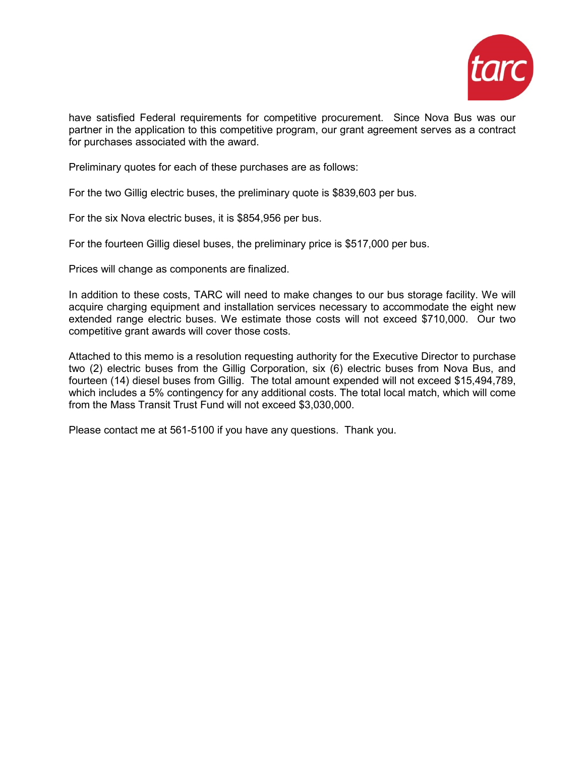have satisfied Federal requirements for competitive procurement. Since Nova Bus was our partner in the application to this competitive program, our grant agreement serves as a contract for purchases associated with the award.

Preliminary quotes for each of these purchases are as follows:

For the two Gillig electric buses, the preliminary quote is $839,603 per bus.

For the six Nova electric buses, it is $854,956 per bus.

For the fourteen Gillig diesel buses, the preliminary price is $517,000 per bus.

Prices will change as components are finalized.

In addition to these costs, TARC will need to make changes to our bus storage facility. We will acquire charging equipment and installation services necessary to accommodate the eight new extended range electric buses. We estimate those costs will not exceed $710,000. Our two competitive grant awards will cover those costs.

Attached to this memo is a resolution requesting authority for the Executive Director to purchase two (2) electric buses from the Gillig Corporation, six (6) electric buses from Nova Bus, and fourteen (14) diesel buses from Gillig. The total amount expended will not exceed $15,494,789, which includes a 5% contingency for any additional costs. The total local match, which will come from the Mass Transit Trust Fund will not exceed $3,030,000.

Please contact me at 561-5100 if you have any questions. Thank you.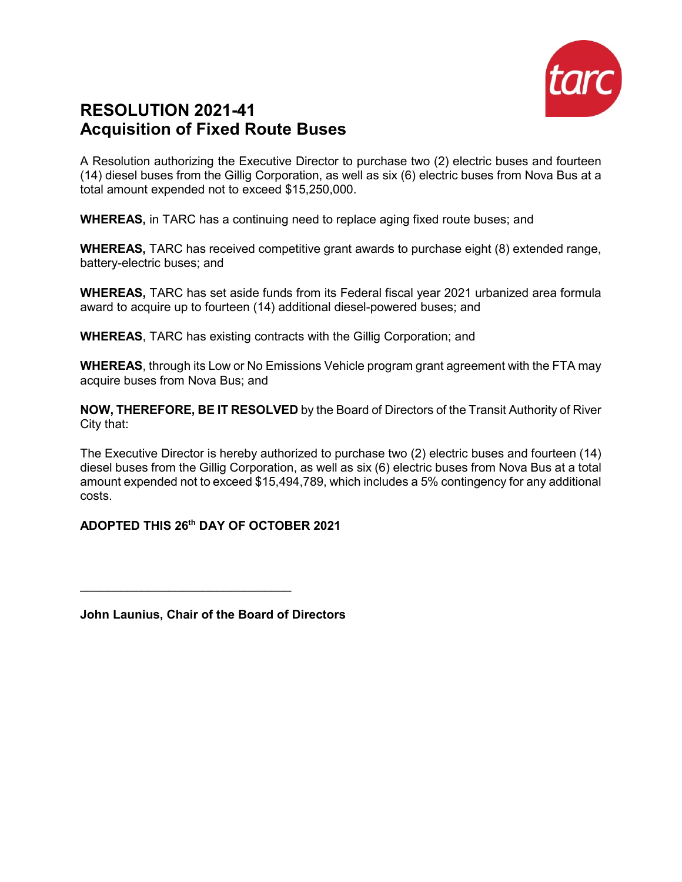# RESOLUTION 2021-41
# Acquisition of Fixed Route Buses

A Resolution authorizing the Executive Director to purchase two (2) electric buses and fourteen (14) diesel buses from the Gillig Corporation, as well as six (6) electric buses from Nova Bus at a total amount expended not to exceed $15,250,000.

**WHEREAS,** in TARC has a continuing need to replace aging fixed route buses; and

**WHEREAS,** TARC has received competitive grant awards to purchase eight (8) extended range, battery-electric buses; and

**WHEREAS,** TARC has set aside funds from its Federal fiscal year 2021 urbanized area formula award to acquire up to fourteen (14) additional diesel-powered buses; and

**WHEREAS**, TARC has existing contracts with the Gillig Corporation; and

**WHEREAS**, through its Low or No Emissions Vehicle program grant agreement with the FTA may acquire buses from Nova Bus; and

**NOW, THEREFORE, BE IT RESOLVED** by the Board of Directors of the Transit Authority of River City that:

The Executive Director is hereby authorized to purchase two (2) electric buses and fourteen (14) diesel buses from the Gillig Corporation, as well as six (6) electric buses from Nova Bus at a total amount expended not to exceed $15,494,789, which includes a 5% contingency for any additional costs.

**ADOPTED THIS 26th DAY OF OCTOBER 2021**

\_\_\_\_\_\_\_\_\_\_\_\_\_\_\_\_\_\_\_\_\_\_\_\_\_\_\_\_\_\_\_\_

**John Launius, Chair of the Board of Directors**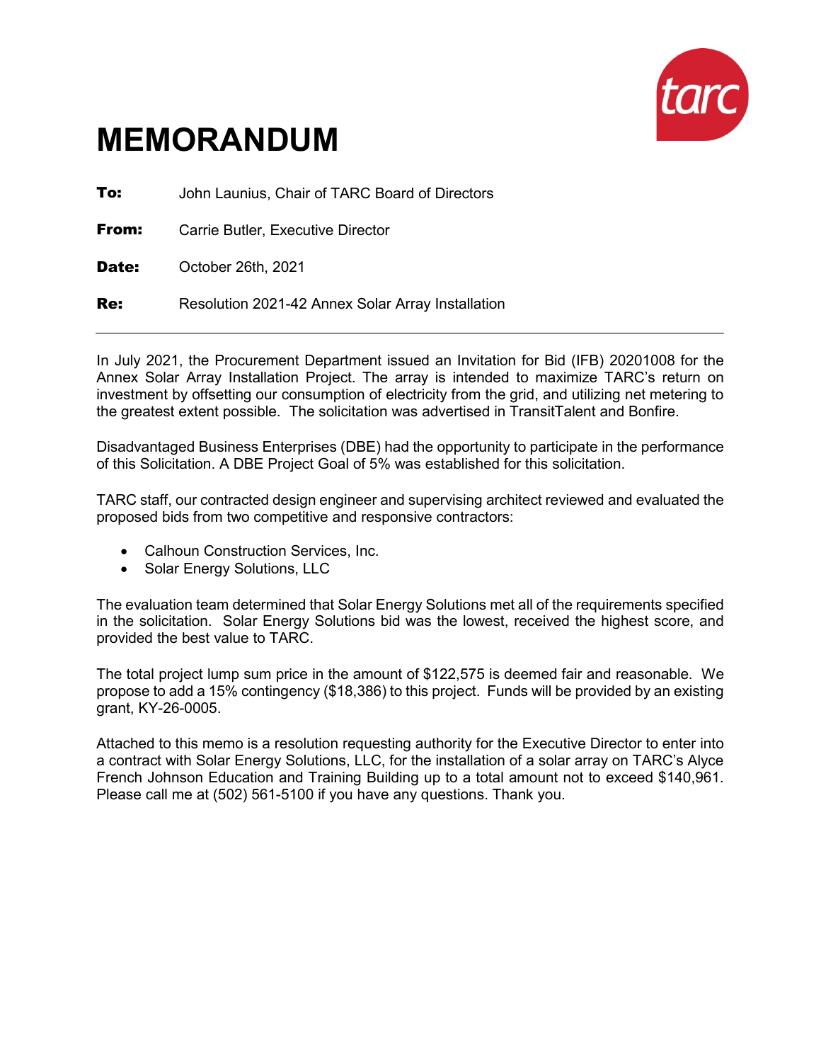# MEMORANDUM

**To:** John Launius, Chair of TARC Board of Directors

**From:** Carrie Butler, Executive Director

**Date:** October 26th, 2021

**Re:** Resolution 2021-42 Annex Solar Array Installation

---

In July 2021, the Procurement Department issued an Invitation for Bid (IFB) 20201008 for the Annex Solar Array Installation Project. The array is intended to maximize TARC's return on investment by offsetting our consumption of electricity from the grid, and utilizing net metering to the greatest extent possible. The solicitation was advertised in TransitTalent and Bonfire.

Disadvantaged Business Enterprises (DBE) had the opportunity to participate in the performance of this Solicitation. A DBE Project Goal of 5% was established for this solicitation.

TARC staff, our contracted design engineer and supervising architect reviewed and evaluated the proposed bids from two competitive and responsive contractors:

- Calhoun Construction Services, Inc.
- Solar Energy Solutions, LLC

The evaluation team determined that Solar Energy Solutions met all of the requirements specified in the solicitation. Solar Energy Solutions bid was the lowest, received the highest score, and provided the best value to TARC.

The total project lump sum price in the amount of $122,575 is deemed fair and reasonable. We propose to add a 15% contingency ($18,386) to this project. Funds will be provided by an existing grant, KY-26-0005.

Attached to this memo is a resolution requesting authority for the Executive Director to enter into a contract with Solar Energy Solutions, LLC, for the installation of a solar array on TARC's Alyce French Johnson Education and Training Building up to a total amount not to exceed $140,961. Please call me at (502) 561-5100 if you have any questions. Thank you.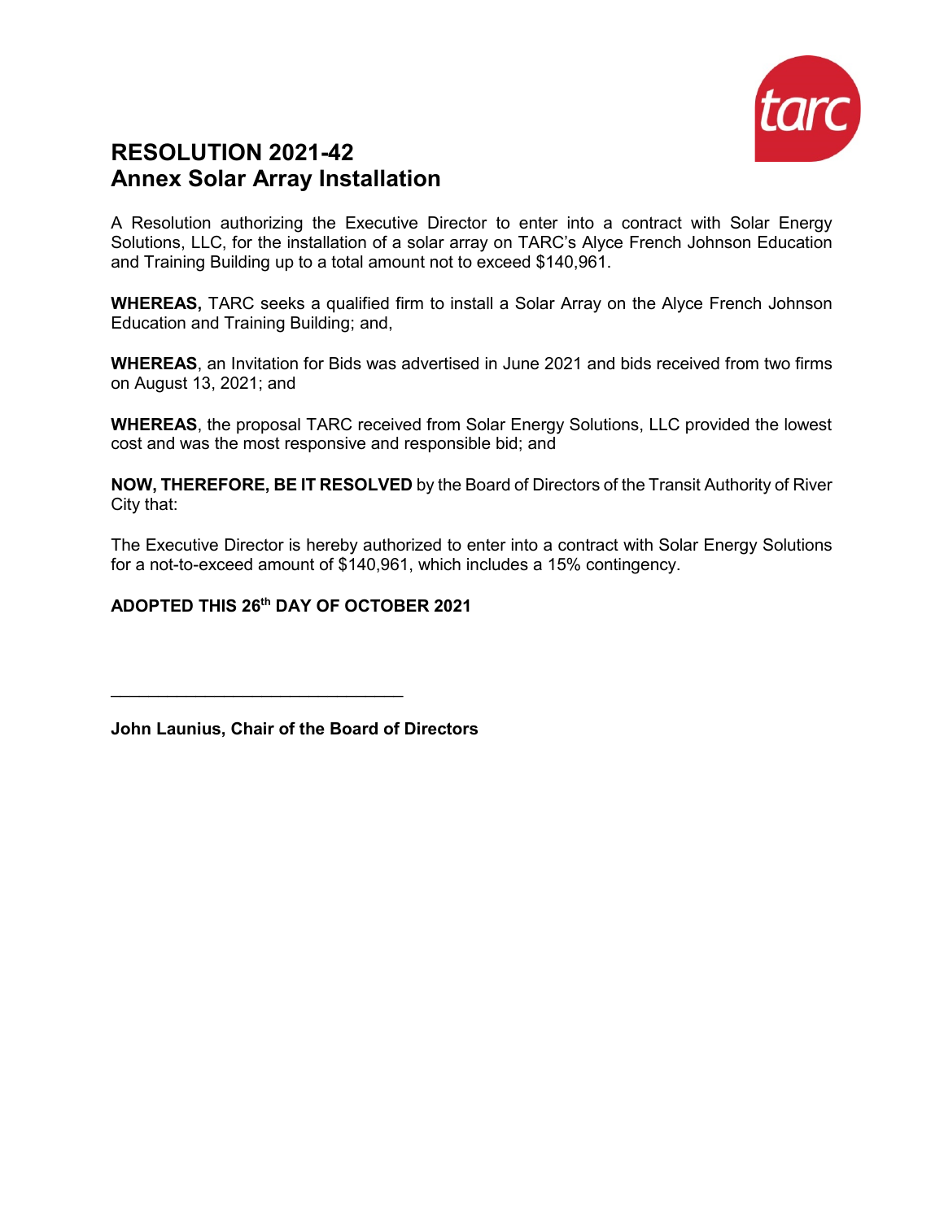# RESOLUTION 2021-42
## Annex Solar Array Installation

A Resolution authorizing the Executive Director to enter into a contract with Solar Energy Solutions, LLC, for the installation of a solar array on TARC's Alyce French Johnson Education and Training Building up to a total amount not to exceed $140,961.

**WHEREAS,** TARC seeks a qualified firm to install a Solar Array on the Alyce French Johnson Education and Training Building; and,

**WHEREAS**, an Invitation for Bids was advertised in June 2021 and bids received from two firms on August 13, 2021; and

**WHEREAS**, the proposal TARC received from Solar Energy Solutions, LLC provided the lowest cost and was the most responsive and responsible bid; and

**NOW, THEREFORE, BE IT RESOLVED** by the Board of Directors of the Transit Authority of River City that:

The Executive Director is hereby authorized to enter into a contract with Solar Energy Solutions for a not-to-exceed amount of $140,961, which includes a 15% contingency.

**ADOPTED THIS 26th DAY OF OCTOBER 2021**

\_\_\_\_\_\_\_\_\_\_\_\_\_\_\_\_\_\_\_\_\_\_\_\_\_\_\_\_\_\_\_

**John Launius, Chair of the Board of Directors**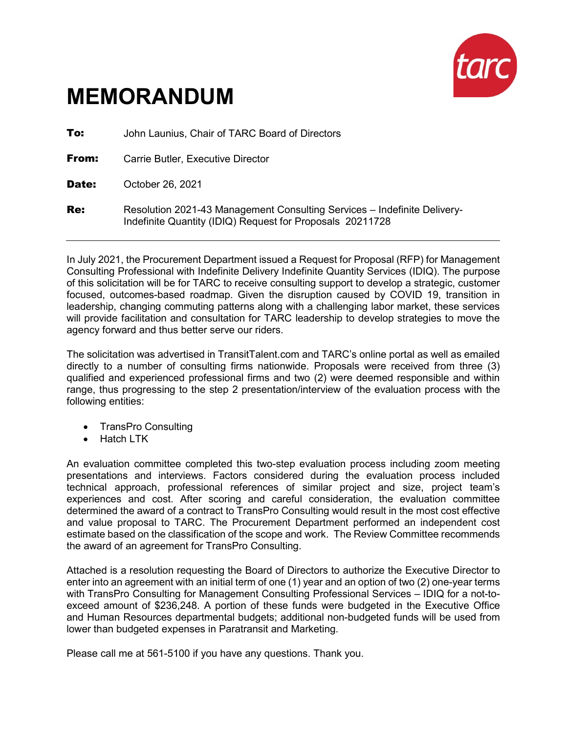# MEMORANDUM

**To:** John Launius, Chair of TARC Board of Directors

**From:** Carrie Butler, Executive Director

**Date:** October 26, 2021

**Re:** Resolution 2021-43 Management Consulting Services – Indefinite Delivery-Indefinite Quantity (IDIQ) Request for Proposals 20211728

---

In July 2021, the Procurement Department issued a Request for Proposal (RFP) for Management Consulting Professional with Indefinite Delivery Indefinite Quantity Services (IDIQ). The purpose of this solicitation will be for TARC to receive consulting support to develop a strategic, customer focused, outcomes-based roadmap. Given the disruption caused by COVID 19, transition in leadership, changing commuting patterns along with a challenging labor market, these services will provide facilitation and consultation for TARC leadership to develop strategies to move the agency forward and thus better serve our riders.

The solicitation was advertised in TransitTalent.com and TARC's online portal as well as emailed directly to a number of consulting firms nationwide. Proposals were received from three (3) qualified and experienced professional firms and two (2) were deemed responsible and within range, thus progressing to the step 2 presentation/interview of the evaluation process with the following entities:

- TransPro Consulting
- Hatch LTK

An evaluation committee completed this two-step evaluation process including zoom meeting presentations and interviews. Factors considered during the evaluation process included technical approach, professional references of similar project and size, project team's experiences and cost. After scoring and careful consideration, the evaluation committee determined the award of a contract to TransPro Consulting would result in the most cost effective and value proposal to TARC. The Procurement Department performed an independent cost estimate based on the classification of the scope and work. The Review Committee recommends the award of an agreement for TransPro Consulting.

Attached is a resolution requesting the Board of Directors to authorize the Executive Director to enter into an agreement with an initial term of one (1) year and an option of two (2) one-year terms with TransPro Consulting for Management Consulting Professional Services – IDIQ for a not-to-exceed amount of $236,248. A portion of these funds were budgeted in the Executive Office and Human Resources departmental budgets; additional non-budgeted funds will be used from lower than budgeted expenses in Paratransit and Marketing.

Please call me at 561-5100 if you have any questions. Thank you.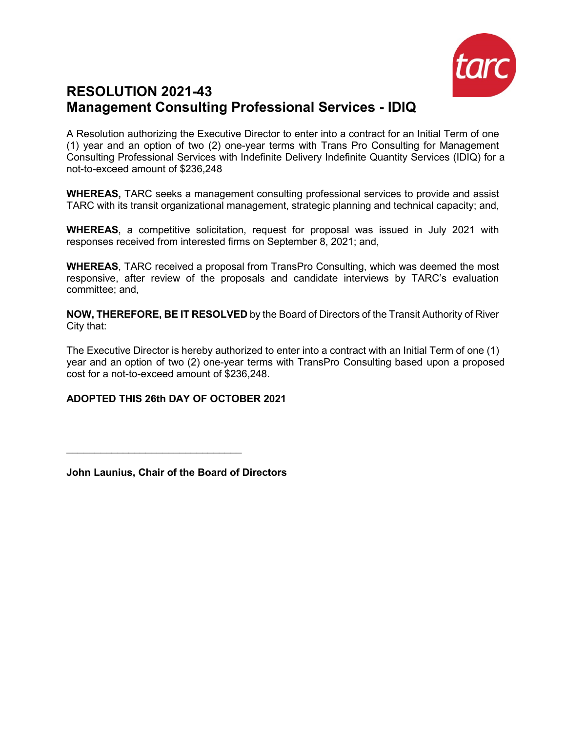# RESOLUTION 2021-43
# Management Consulting Professional Services - IDIQ

A Resolution authorizing the Executive Director to enter into a contract for an Initial Term of one (1) year and an option of two (2) one-year terms with Trans Pro Consulting for Management Consulting Professional Services with Indefinite Delivery Indefinite Quantity Services (IDIQ) for a not-to-exceed amount of $236,248

**WHEREAS,** TARC seeks a management consulting professional services to provide and assist TARC with its transit organizational management, strategic planning and technical capacity; and,

**WHEREAS**, a competitive solicitation, request for proposal was issued in July 2021 with responses received from interested firms on September 8, 2021; and,

**WHEREAS**, TARC received a proposal from TransPro Consulting, which was deemed the most responsive, after review of the proposals and candidate interviews by TARC's evaluation committee; and,

**NOW, THEREFORE, BE IT RESOLVED** by the Board of Directors of the Transit Authority of River City that:

The Executive Director is hereby authorized to enter into a contract with an Initial Term of one (1) year and an option of two (2) one-year terms with TransPro Consulting based upon a proposed cost for a not-to-exceed amount of $236,248.

**ADOPTED THIS 26th DAY OF OCTOBER 2021**

\_\_\_\_\_\_\_\_\_\_\_\_\_\_\_\_\_\_\_\_\_\_\_\_\_\_\_\_\_\_\_\_

**John Launius, Chair of the Board of Directors**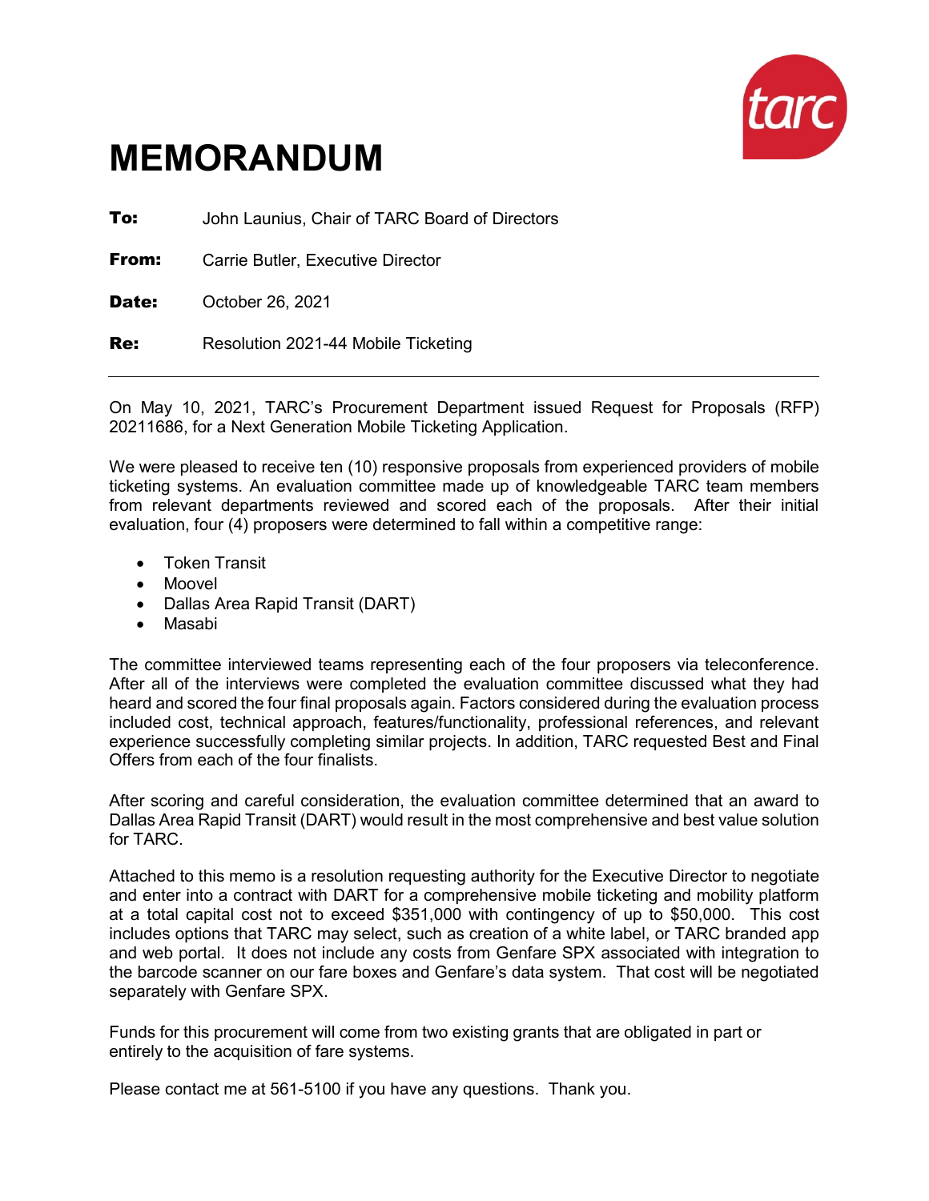# MEMORANDUM

**To:** John Launius, Chair of TARC Board of Directors

**From:** Carrie Butler, Executive Director

**Date:** October 26, 2021

**Re:** Resolution 2021-44 Mobile Ticketing

---

On May 10, 2021, TARC's Procurement Department issued Request for Proposals (RFP) 20211686, for a Next Generation Mobile Ticketing Application.

We were pleased to receive ten (10) responsive proposals from experienced providers of mobile ticketing systems. An evaluation committee made up of knowledgeable TARC team members from relevant departments reviewed and scored each of the proposals. After their initial evaluation, four (4) proposers were determined to fall within a competitive range:

- Token Transit
- Moovel
- Dallas Area Rapid Transit (DART)
- Masabi

The committee interviewed teams representing each of the four proposers via teleconference. After all of the interviews were completed the evaluation committee discussed what they had heard and scored the four final proposals again. Factors considered during the evaluation process included cost, technical approach, features/functionality, professional references, and relevant experience successfully completing similar projects. In addition, TARC requested Best and Final Offers from each of the four finalists.

After scoring and careful consideration, the evaluation committee determined that an award to Dallas Area Rapid Transit (DART) would result in the most comprehensive and best value solution for TARC.

Attached to this memo is a resolution requesting authority for the Executive Director to negotiate and enter into a contract with DART for a comprehensive mobile ticketing and mobility platform at a total capital cost not to exceed $351,000 with contingency of up to $50,000. This cost includes options that TARC may select, such as creation of a white label, or TARC branded app and web portal. It does not include any costs from Genfare SPX associated with integration to the barcode scanner on our fare boxes and Genfare's data system. That cost will be negotiated separately with Genfare SPX.

Funds for this procurement will come from two existing grants that are obligated in part or entirely to the acquisition of fare systems.

Please contact me at 561-5100 if you have any questions. Thank you.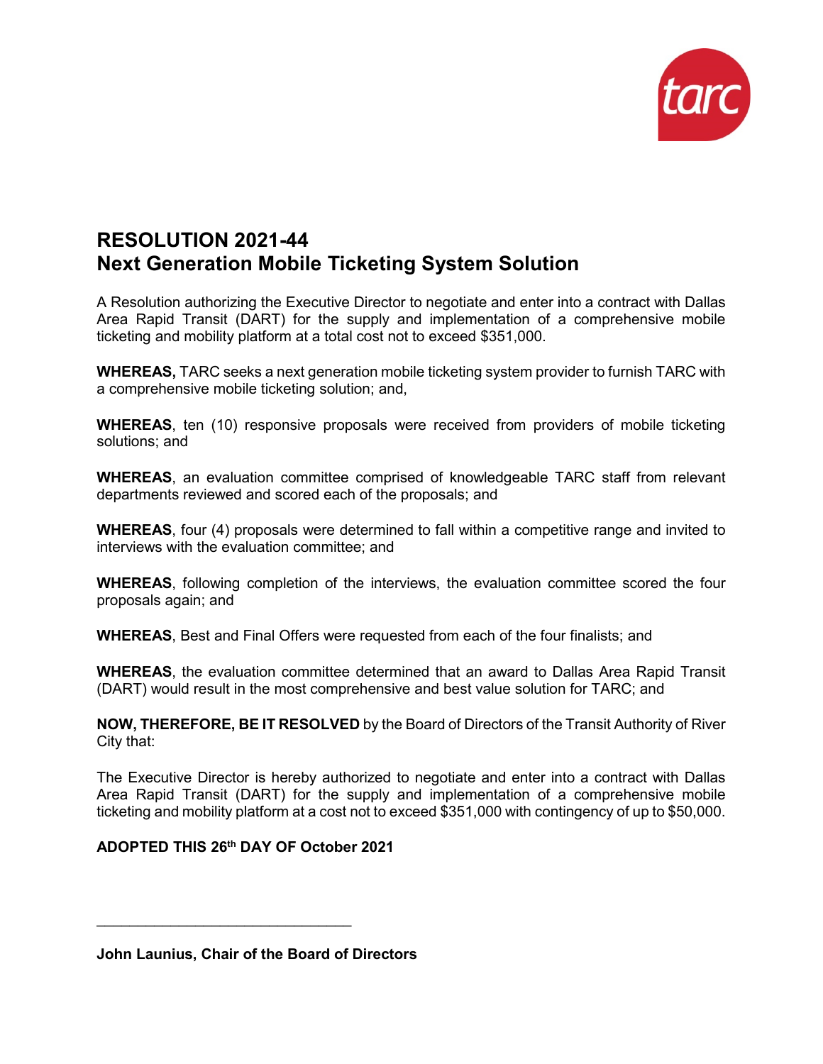# RESOLUTION 2021-44
# Next Generation Mobile Ticketing System Solution

A Resolution authorizing the Executive Director to negotiate and enter into a contract with Dallas Area Rapid Transit (DART) for the supply and implementation of a comprehensive mobile ticketing and mobility platform at a total cost not to exceed $351,000.

**WHEREAS,** TARC seeks a next generation mobile ticketing system provider to furnish TARC with a comprehensive mobile ticketing solution; and,

**WHEREAS**, ten (10) responsive proposals were received from providers of mobile ticketing solutions; and

**WHEREAS**, an evaluation committee comprised of knowledgeable TARC staff from relevant departments reviewed and scored each of the proposals; and

**WHEREAS**, four (4) proposals were determined to fall within a competitive range and invited to interviews with the evaluation committee; and

**WHEREAS**, following completion of the interviews, the evaluation committee scored the four proposals again; and

**WHEREAS**, Best and Final Offers were requested from each of the four finalists; and

**WHEREAS**, the evaluation committee determined that an award to Dallas Area Rapid Transit (DART) would result in the most comprehensive and best value solution for TARC; and

**NOW, THEREFORE, BE IT RESOLVED** by the Board of Directors of the Transit Authority of River City that:

The Executive Director is hereby authorized to negotiate and enter into a contract with Dallas Area Rapid Transit (DART) for the supply and implementation of a comprehensive mobile ticketing and mobility platform at a cost not to exceed $351,000 with contingency of up to $50,000.

**ADOPTED THIS 26th DAY OF October 2021**

\_\_\_\_\_\_\_\_\_\_\_\_\_\_\_\_\_\_\_\_\_\_\_\_\_\_\_\_\_\_\_\_

**John Launius, Chair of the Board of Directors**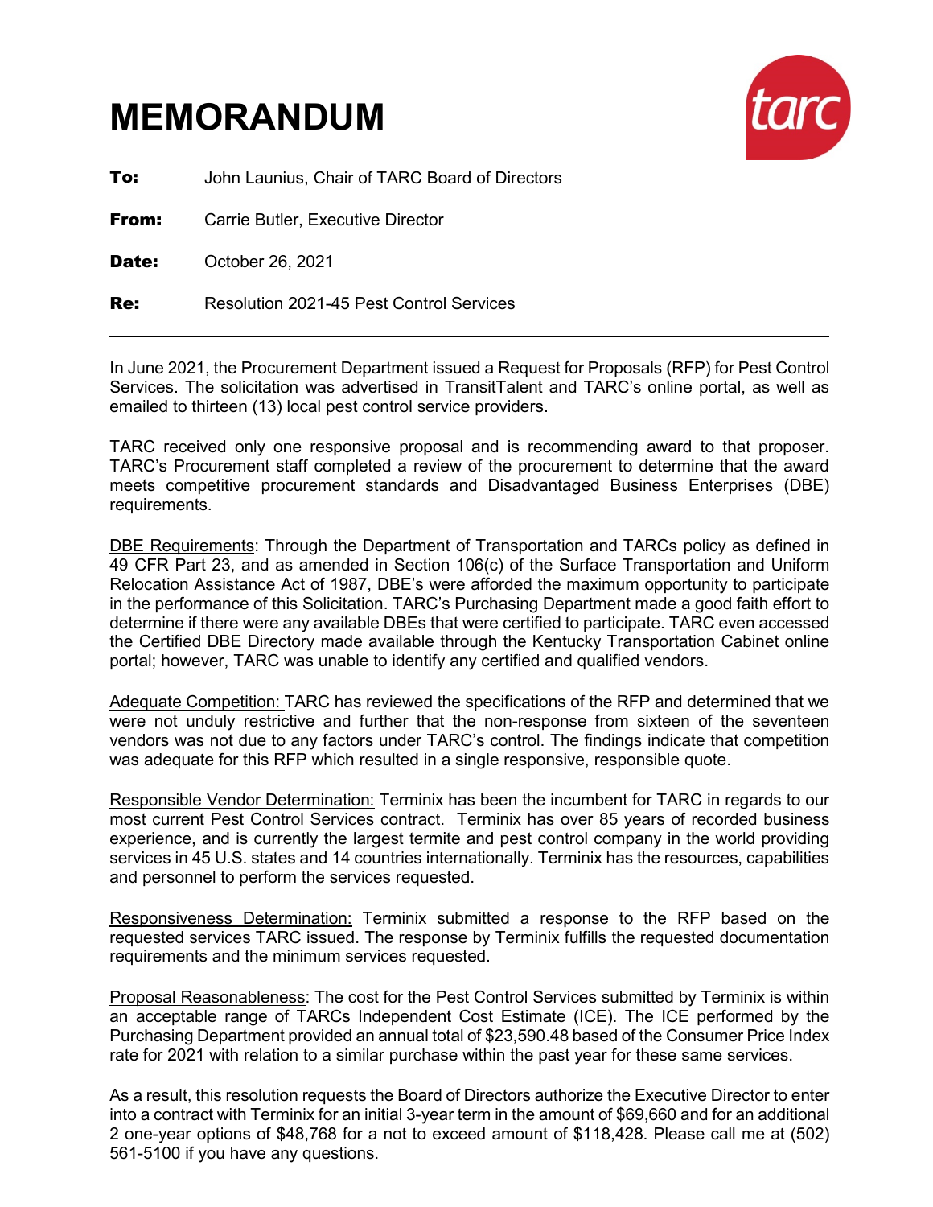# MEMORANDUM

**To:** John Launius, Chair of TARC Board of Directors

**From:** Carrie Butler, Executive Director

**Date:** October 26, 2021

**Re:** Resolution 2021-45 Pest Control Services

---

In June 2021, the Procurement Department issued a Request for Proposals (RFP) for Pest Control Services. The solicitation was advertised in TransitTalent and TARC's online portal, as well as emailed to thirteen (13) local pest control service providers.

TARC received only one responsive proposal and is recommending award to that proposer. TARC's Procurement staff completed a review of the procurement to determine that the award meets competitive procurement standards and Disadvantaged Business Enterprises (DBE) requirements.

DBE Requirements: Through the Department of Transportation and TARCs policy as defined in 49 CFR Part 23, and as amended in Section 106(c) of the Surface Transportation and Uniform Relocation Assistance Act of 1987, DBE's were afforded the maximum opportunity to participate in the performance of this Solicitation. TARC's Purchasing Department made a good faith effort to determine if there were any available DBEs that were certified to participate. TARC even accessed the Certified DBE Directory made available through the Kentucky Transportation Cabinet online portal; however, TARC was unable to identify any certified and qualified vendors.

Adequate Competition: TARC has reviewed the specifications of the RFP and determined that we were not unduly restrictive and further that the non-response from sixteen of the seventeen vendors was not due to any factors under TARC's control. The findings indicate that competition was adequate for this RFP which resulted in a single responsive, responsible quote.

Responsible Vendor Determination: Terminix has been the incumbent for TARC in regards to our most current Pest Control Services contract. Terminix has over 85 years of recorded business experience, and is currently the largest termite and pest control company in the world providing services in 45 U.S. states and 14 countries internationally. Terminix has the resources, capabilities and personnel to perform the services requested.

Responsiveness Determination: Terminix submitted a response to the RFP based on the requested services TARC issued. The response by Terminix fulfills the requested documentation requirements and the minimum services requested.

Proposal Reasonableness: The cost for the Pest Control Services submitted by Terminix is within an acceptable range of TARCs Independent Cost Estimate (ICE). The ICE performed by the Purchasing Department provided an annual total of $23,590.48 based of the Consumer Price Index rate for 2021 with relation to a similar purchase within the past year for these same services.

As a result, this resolution requests the Board of Directors authorize the Executive Director to enter into a contract with Terminix for an initial 3-year term in the amount of $69,660 and for an additional 2 one-year options of $48,768 for a not to exceed amount of $118,428. Please call me at (502) 561-5100 if you have any questions.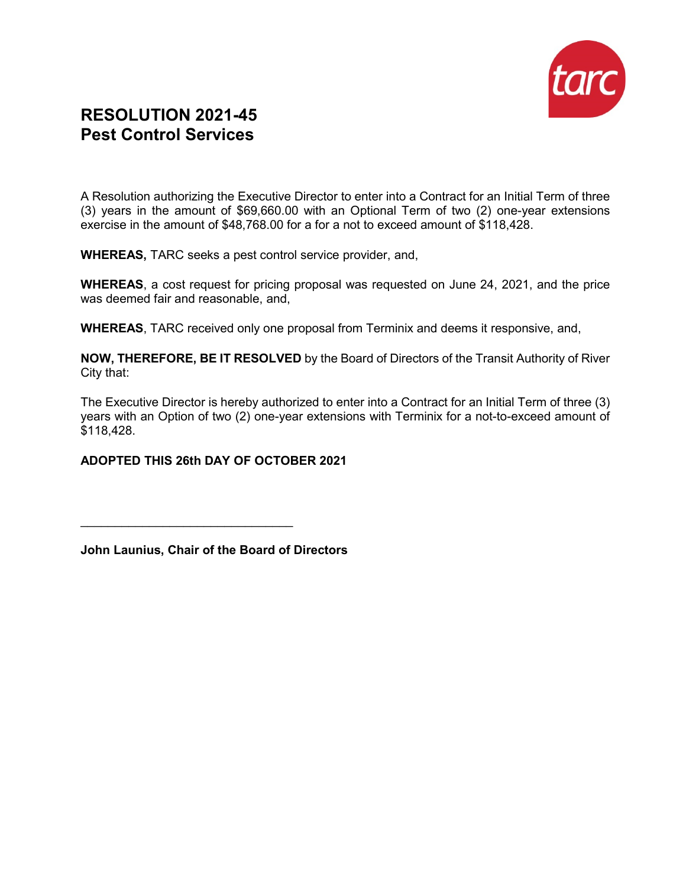# RESOLUTION 2021-45
# Pest Control Services

A Resolution authorizing the Executive Director to enter into a Contract for an Initial Term of three (3) years in the amount of $69,660.00 with an Optional Term of two (2) one-year extensions exercise in the amount of $48,768.00 for a for a not to exceed amount of $118,428.

**WHEREAS,** TARC seeks a pest control service provider, and,

**WHEREAS**, a cost request for pricing proposal was requested on June 24, 2021, and the price was deemed fair and reasonable, and,

**WHEREAS**, TARC received only one proposal from Terminix and deems it responsive, and,

**NOW, THEREFORE, BE IT RESOLVED** by the Board of Directors of the Transit Authority of River City that:

The Executive Director is hereby authorized to enter into a Contract for an Initial Term of three (3) years with an Option of two (2) one-year extensions with Terminix for a not-to-exceed amount of $118,428.

**ADOPTED THIS 26th DAY OF OCTOBER 2021**

_______________________________

**John Launius, Chair of the Board of Directors**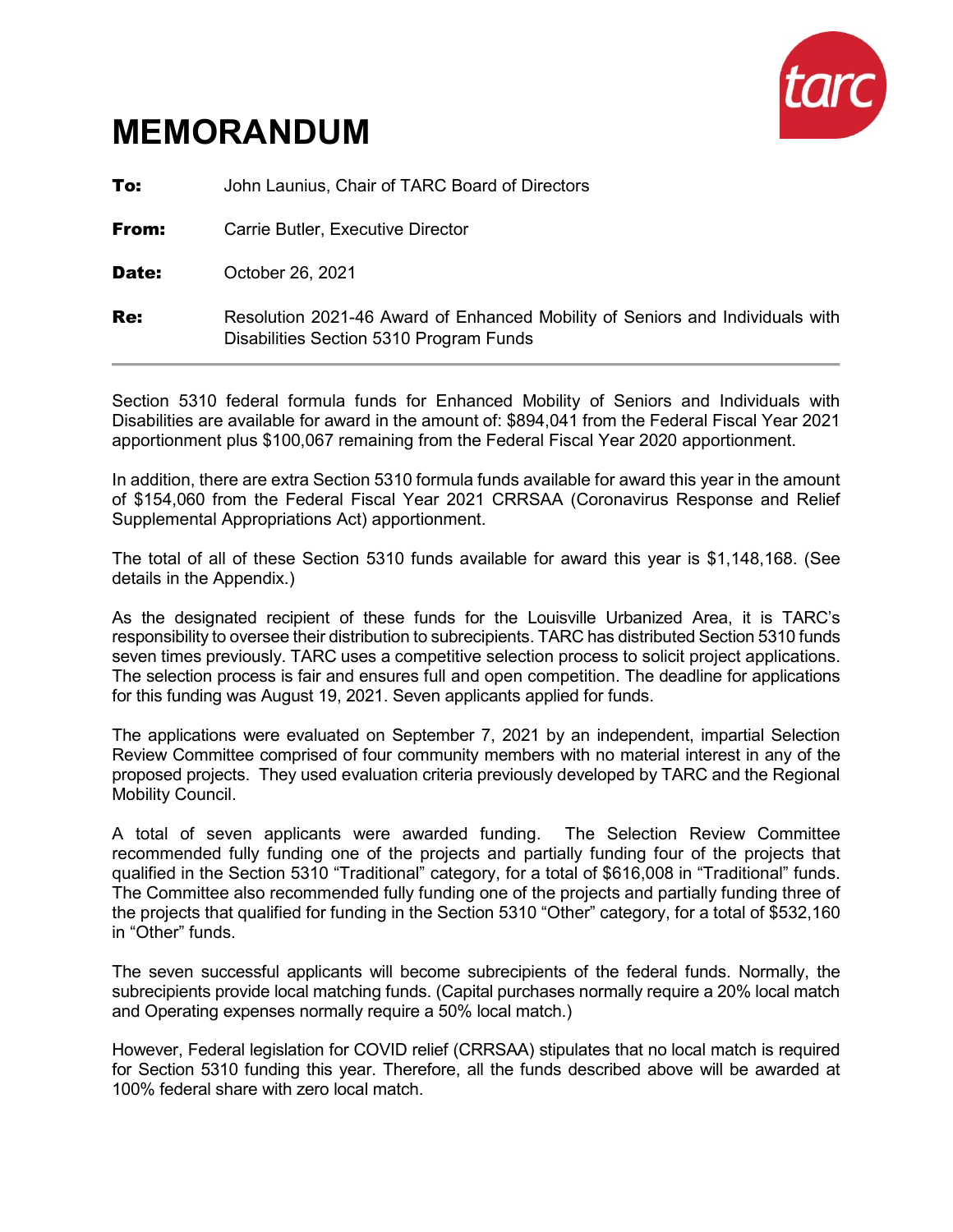# MEMORANDUM

**To:** John Launius, Chair of TARC Board of Directors

**From:** Carrie Butler, Executive Director

**Date:** October 26, 2021

**Re:** Resolution 2021-46 Award of Enhanced Mobility of Seniors and Individuals with Disabilities Section 5310 Program Funds

---

Section 5310 federal formula funds for Enhanced Mobility of Seniors and Individuals with Disabilities are available for award in the amount of: $894,041 from the Federal Fiscal Year 2021 apportionment plus $100,067 remaining from the Federal Fiscal Year 2020 apportionment.

In addition, there are extra Section 5310 formula funds available for award this year in the amount of $154,060 from the Federal Fiscal Year 2021 CRRSAA (Coronavirus Response and Relief Supplemental Appropriations Act) apportionment.

The total of all of these Section 5310 funds available for award this year is $1,148,168. (See details in the Appendix.)

As the designated recipient of these funds for the Louisville Urbanized Area, it is TARC's responsibility to oversee their distribution to subrecipients. TARC has distributed Section 5310 funds seven times previously. TARC uses a competitive selection process to solicit project applications. The selection process is fair and ensures full and open competition. The deadline for applications for this funding was August 19, 2021. Seven applicants applied for funds.

The applications were evaluated on September 7, 2021 by an independent, impartial Selection Review Committee comprised of four community members with no material interest in any of the proposed projects. They used evaluation criteria previously developed by TARC and the Regional Mobility Council.

A total of seven applicants were awarded funding. The Selection Review Committee recommended fully funding one of the projects and partially funding four of the projects that qualified in the Section 5310 "Traditional" category, for a total of $616,008 in "Traditional" funds. The Committee also recommended fully funding one of the projects and partially funding three of the projects that qualified for funding in the Section 5310 "Other" category, for a total of $532,160 in "Other" funds.

The seven successful applicants will become subrecipients of the federal funds. Normally, the subrecipients provide local matching funds. (Capital purchases normally require a 20% local match and Operating expenses normally require a 50% local match.)

However, Federal legislation for COVID relief (CRRSAA) stipulates that no local match is required for Section 5310 funding this year. Therefore, all the funds described above will be awarded at 100% federal share with zero local match.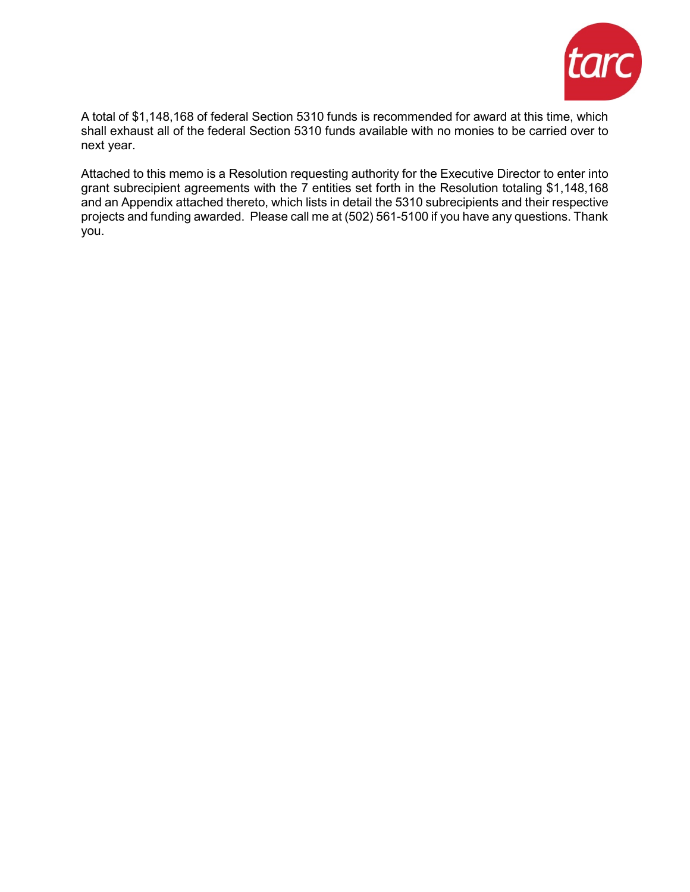A total of $1,148,168 of federal Section 5310 funds is recommended for award at this time, which shall exhaust all of the federal Section 5310 funds available with no monies to be carried over to next year.

Attached to this memo is a Resolution requesting authority for the Executive Director to enter into grant subrecipient agreements with the 7 entities set forth in the Resolution totaling $1,148,168 and an Appendix attached thereto, which lists in detail the 5310 subrecipients and their respective projects and funding awarded. Please call me at (502) 561-5100 if you have any questions. Thank you.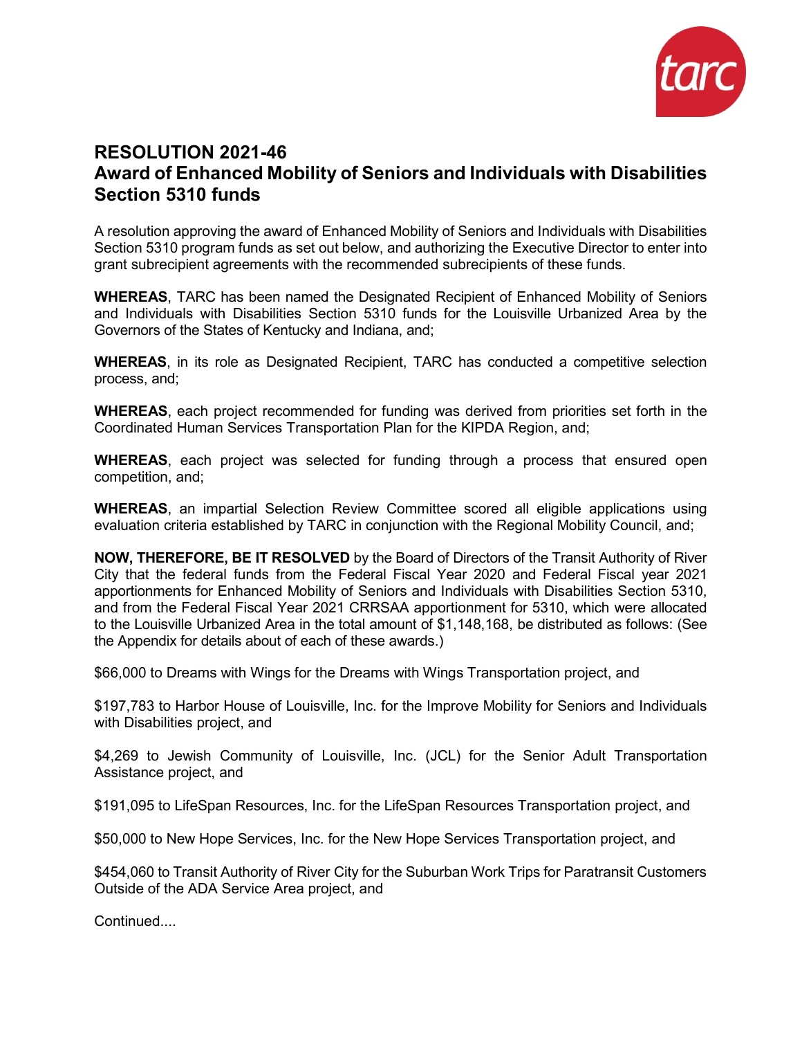# RESOLUTION 2021-46
# Award of Enhanced Mobility of Seniors and Individuals with Disabilities Section 5310 funds

A resolution approving the award of Enhanced Mobility of Seniors and Individuals with Disabilities Section 5310 program funds as set out below, and authorizing the Executive Director to enter into grant subrecipient agreements with the recommended subrecipients of these funds.

**WHEREAS**, TARC has been named the Designated Recipient of Enhanced Mobility of Seniors and Individuals with Disabilities Section 5310 funds for the Louisville Urbanized Area by the Governors of the States of Kentucky and Indiana, and;

**WHEREAS**, in its role as Designated Recipient, TARC has conducted a competitive selection process, and;

**WHEREAS**, each project recommended for funding was derived from priorities set forth in the Coordinated Human Services Transportation Plan for the KIPDA Region, and;

**WHEREAS**, each project was selected for funding through a process that ensured open competition, and;

**WHEREAS**, an impartial Selection Review Committee scored all eligible applications using evaluation criteria established by TARC in conjunction with the Regional Mobility Council, and;

**NOW, THEREFORE, BE IT RESOLVED** by the Board of Directors of the Transit Authority of River City that the federal funds from the Federal Fiscal Year 2020 and Federal Fiscal year 2021 apportionments for Enhanced Mobility of Seniors and Individuals with Disabilities Section 5310, and from the Federal Fiscal Year 2021 CRRSAA apportionment for 5310, which were allocated to the Louisville Urbanized Area in the total amount of $1,148,168, be distributed as follows: (See the Appendix for details about each of these awards.)

$66,000 to Dreams with Wings for the Dreams with Wings Transportation project, and

$197,783 to Harbor House of Louisville, Inc. for the Improve Mobility for Seniors and Individuals with Disabilities project, and

$4,269 to Jewish Community of Louisville, Inc. (JCL) for the Senior Adult Transportation Assistance project, and

$191,095 to LifeSpan Resources, Inc. for the LifeSpan Resources Transportation project, and

$50,000 to New Hope Services, Inc. for the New Hope Services Transportation project, and

$454,060 to Transit Authority of River City for the Suburban Work Trips for Paratransit Customers Outside of the ADA Service Area project, and

Continued....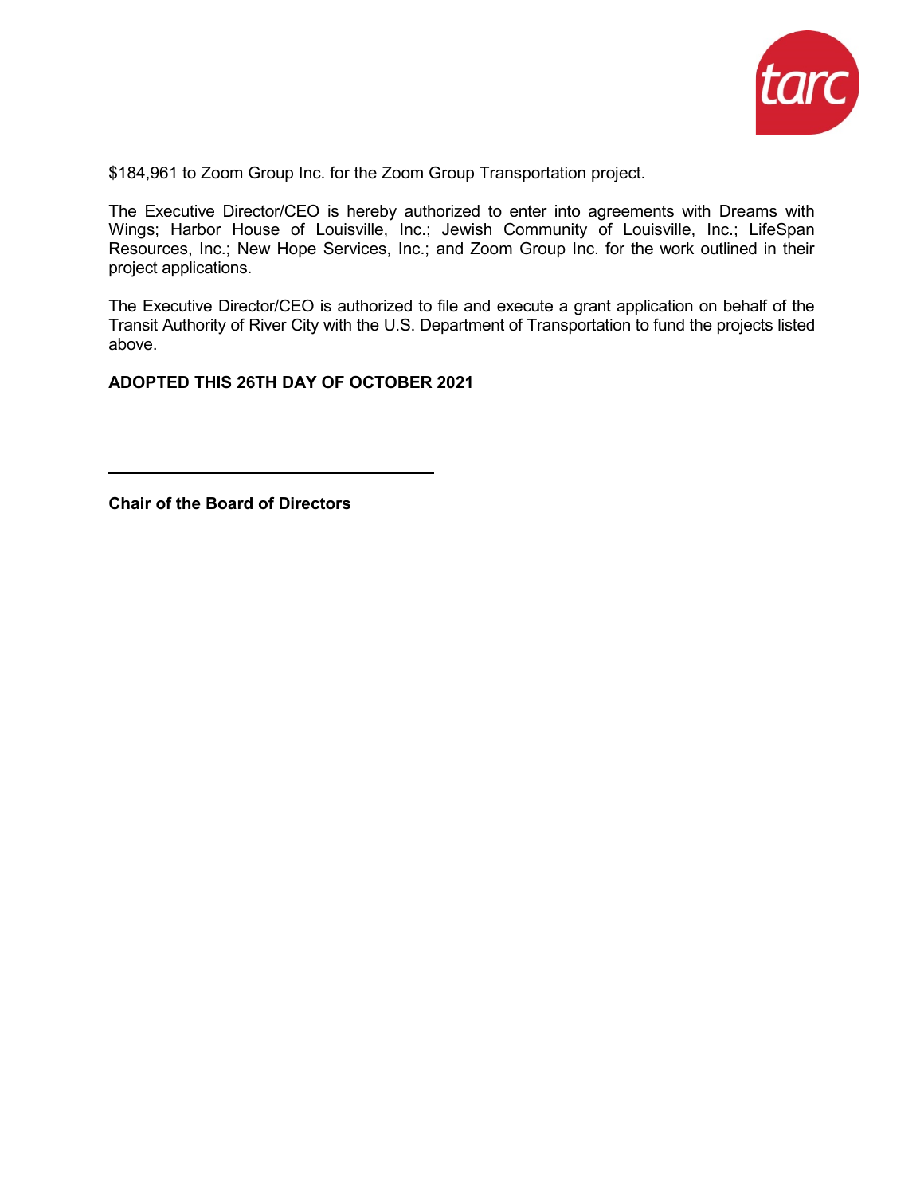$184,961 to Zoom Group Inc. for the Zoom Group Transportation project.

The Executive Director/CEO is hereby authorized to enter into agreements with Dreams with Wings; Harbor House of Louisville, Inc.; Jewish Community of Louisville, Inc.; LifeSpan Resources, Inc.; New Hope Services, Inc.; and Zoom Group Inc. for the work outlined in their project applications.

The Executive Director/CEO is authorized to file and execute a grant application on behalf of the Transit Authority of River City with the U.S. Department of Transportation to fund the projects listed above.

**ADOPTED THIS 26TH DAY OF OCTOBER 2021**

\_\_\_\_\_\_\_\_\_\_\_\_\_\_\_\_\_\_\_\_\_\_\_\_\_\_\_\_\_\_\_\_\_\_\_\_

**Chair of the Board of Directors**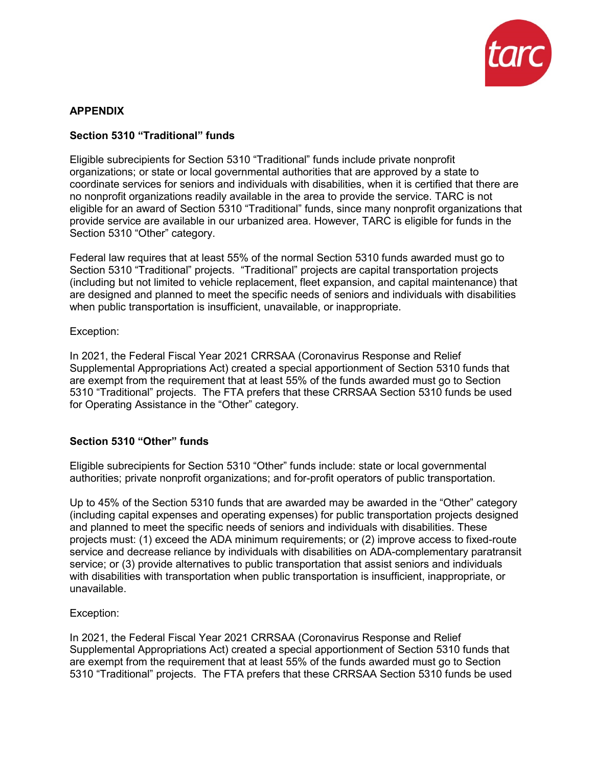## APPENDIX

### Section 5310 "Traditional" funds

Eligible subrecipients for Section 5310 "Traditional" funds include private nonprofit organizations; or state or local governmental authorities that are approved by a state to coordinate services for seniors and individuals with disabilities, when it is certified that there are no nonprofit organizations readily available in the area to provide the service. TARC is not eligible for an award of Section 5310 "Traditional" funds, since many nonprofit organizations that provide service are available in our urbanized area. However, TARC is eligible for funds in the Section 5310 "Other" category.

Federal law requires that at least 55% of the normal Section 5310 funds awarded must go to Section 5310 "Traditional" projects. "Traditional" projects are capital transportation projects (including but not limited to vehicle replacement, fleet expansion, and capital maintenance) that are designed and planned to meet the specific needs of seniors and individuals with disabilities when public transportation is insufficient, unavailable, or inappropriate.

Exception:

In 2021, the Federal Fiscal Year 2021 CRRSAA (Coronavirus Response and Relief Supplemental Appropriations Act) created a special apportionment of Section 5310 funds that are exempt from the requirement that at least 55% of the funds awarded must go to Section 5310 "Traditional" projects. The FTA prefers that these CRRSAA Section 5310 funds be used for Operating Assistance in the "Other" category.

### Section 5310 "Other" funds

Eligible subrecipients for Section 5310 "Other" funds include: state or local governmental authorities; private nonprofit organizations; and for-profit operators of public transportation.

Up to 45% of the Section 5310 funds that are awarded may be awarded in the "Other" category (including capital expenses and operating expenses) for public transportation projects designed and planned to meet the specific needs of seniors and individuals with disabilities. These projects must: (1) exceed the ADA minimum requirements; or (2) improve access to fixed-route service and decrease reliance by individuals with disabilities on ADA-complementary paratransit service; or (3) provide alternatives to public transportation that assist seniors and individuals with disabilities with transportation when public transportation is insufficient, inappropriate, or unavailable.

Exception:

In 2021, the Federal Fiscal Year 2021 CRRSAA (Coronavirus Response and Relief Supplemental Appropriations Act) created a special apportionment of Section 5310 funds that are exempt from the requirement that at least 55% of the funds awarded must go to Section 5310 "Traditional" projects. The FTA prefers that these CRRSAA Section 5310 funds be used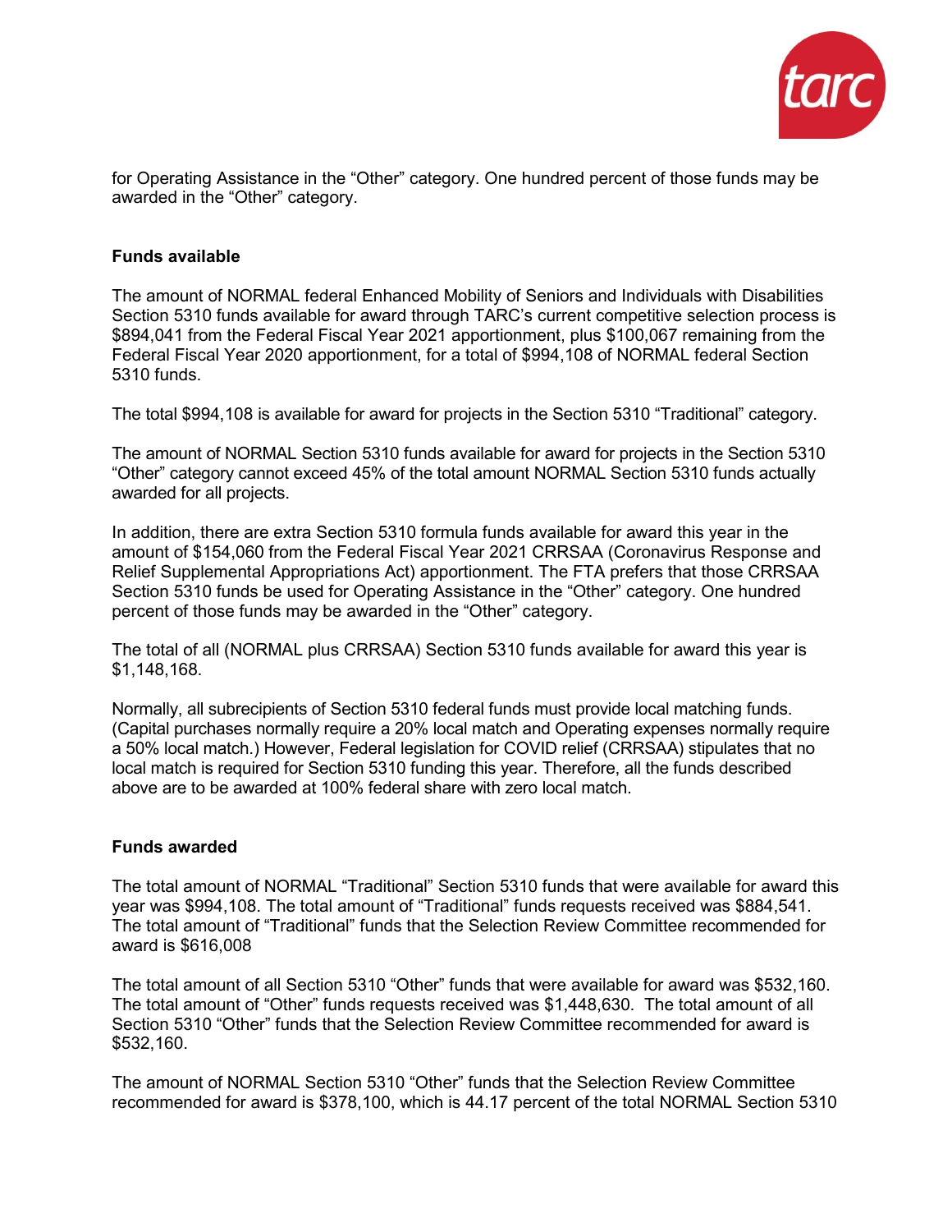for Operating Assistance in the "Other" category. One hundred percent of those funds may be awarded in the "Other" category.

**Funds available**

The amount of NORMAL federal Enhanced Mobility of Seniors and Individuals with Disabilities Section 5310 funds available for award through TARC's current competitive selection process is $894,041 from the Federal Fiscal Year 2021 apportionment, plus $100,067 remaining from the Federal Fiscal Year 2020 apportionment, for a total of $994,108 of NORMAL federal Section 5310 funds.

The total $994,108 is available for award for projects in the Section 5310 "Traditional" category.

The amount of NORMAL Section 5310 funds available for award for projects in the Section 5310 "Other" category cannot exceed 45% of the total amount NORMAL Section 5310 funds actually awarded for all projects.

In addition, there are extra Section 5310 formula funds available for award this year in the amount of $154,060 from the Federal Fiscal Year 2021 CRRSAA (Coronavirus Response and Relief Supplemental Appropriations Act) apportionment. The FTA prefers that those CRRSAA Section 5310 funds be used for Operating Assistance in the "Other" category. One hundred percent of those funds may be awarded in the "Other" category.

The total of all (NORMAL plus CRRSAA) Section 5310 funds available for award this year is $1,148,168.

Normally, all subrecipients of Section 5310 federal funds must provide local matching funds. (Capital purchases normally require a 20% local match and Operating expenses normally require a 50% local match.) However, Federal legislation for COVID relief (CRRSAA) stipulates that no local match is required for Section 5310 funding this year. Therefore, all the funds described above are to be awarded at 100% federal share with zero local match.

**Funds awarded**

The total amount of NORMAL "Traditional" Section 5310 funds that were available for award this year was $994,108. The total amount of "Traditional" funds requests received was $884,541. The total amount of "Traditional" funds that the Selection Review Committee recommended for award is $616,008

The total amount of all Section 5310 "Other" funds that were available for award was $532,160. The total amount of "Other" funds requests received was $1,448,630. The total amount of all Section 5310 "Other" funds that the Selection Review Committee recommended for award is $532,160.

The amount of NORMAL Section 5310 "Other" funds that the Selection Review Committee recommended for award is $378,100, which is 44.17 percent of the total NORMAL Section 5310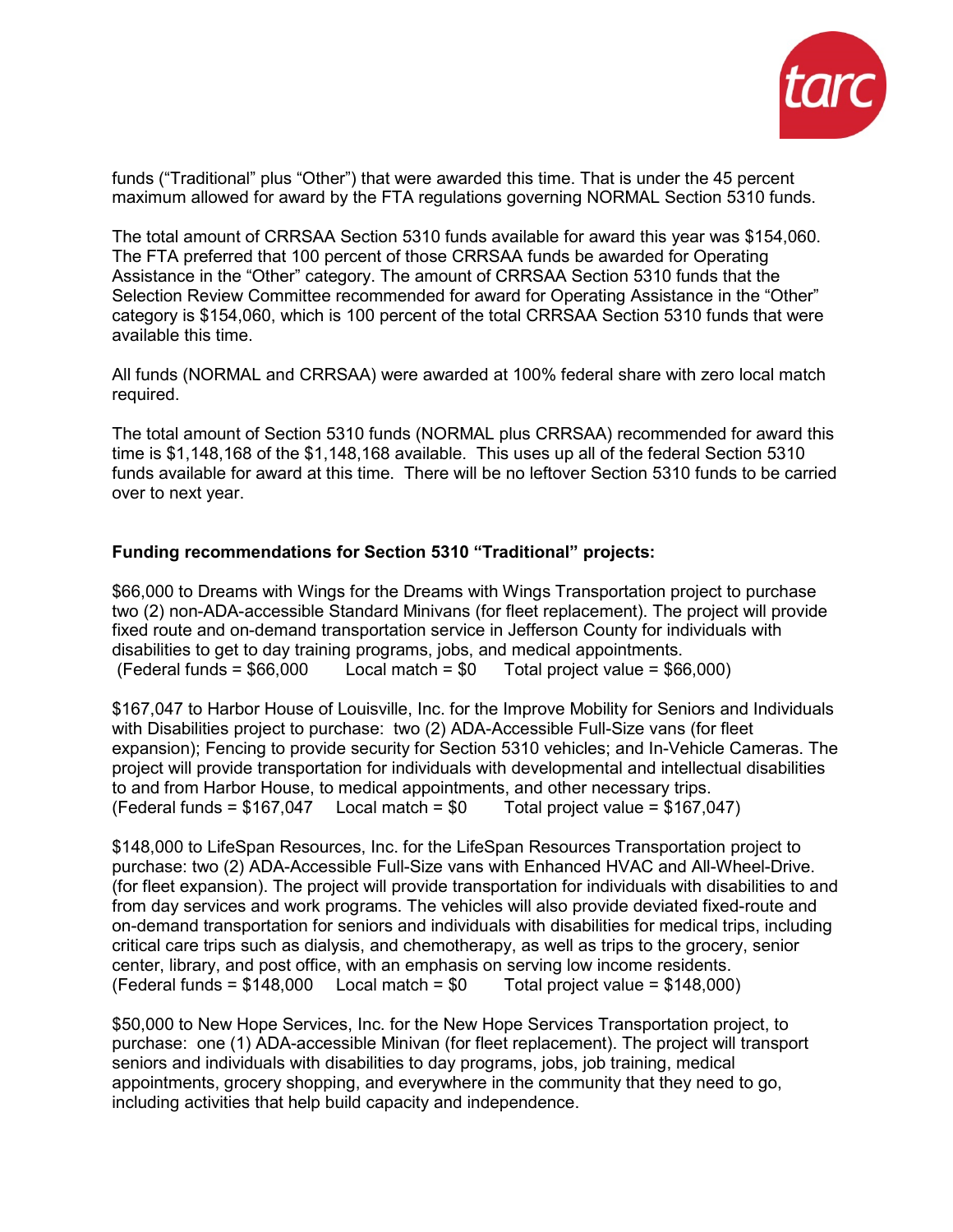funds ("Traditional" plus "Other") that were awarded this time. That is under the 45 percent maximum allowed for award by the FTA regulations governing NORMAL Section 5310 funds.

The total amount of CRRSAA Section 5310 funds available for award this year was $154,060. The FTA preferred that 100 percent of those CRRSAA funds be awarded for Operating Assistance in the "Other" category. The amount of CRRSAA Section 5310 funds that the Selection Review Committee recommended for award for Operating Assistance in the "Other" category is $154,060, which is 100 percent of the total CRRSAA Section 5310 funds that were available this time.

All funds (NORMAL and CRRSAA) were awarded at 100% federal share with zero local match required.

The total amount of Section 5310 funds (NORMAL plus CRRSAA) recommended for award this time is $1,148,168 of the $1,148,168 available. This uses up all of the federal Section 5310 funds available for award at this time. There will be no leftover Section 5310 funds to be carried over to next year.

**Funding recommendations for Section 5310 "Traditional" projects:**

$66,000 to Dreams with Wings for the Dreams with Wings Transportation project to purchase two (2) non-ADA-accessible Standard Minivans (for fleet replacement). The project will provide fixed route and on-demand transportation service in Jefferson County for individuals with disabilities to get to day training programs, jobs, and medical appointments.
(Federal funds = $66,000 Local match = $0 Total project value = $66,000)

$167,047 to Harbor House of Louisville, Inc. for the Improve Mobility for Seniors and Individuals with Disabilities project to purchase: two (2) ADA-Accessible Full-Size vans (for fleet expansion); Fencing to provide security for Section 5310 vehicles; and In-Vehicle Cameras. The project will provide transportation for individuals with developmental and intellectual disabilities to and from Harbor House, to medical appointments, and other necessary trips.
(Federal funds = $167,047 Local match = $0 Total project value = $167,047)

$148,000 to LifeSpan Resources, Inc. for the LifeSpan Resources Transportation project to purchase: two (2) ADA-Accessible Full-Size vans with Enhanced HVAC and All-Wheel-Drive. (for fleet expansion). The project will provide transportation for individuals with disabilities to and from day services and work programs. The vehicles will also provide deviated fixed-route and on-demand transportation for seniors and individuals with disabilities for medical trips, including critical care trips such as dialysis, and chemotherapy, as well as trips to the grocery, senior center, library, and post office, with an emphasis on serving low income residents.
(Federal funds = $148,000 Local match = $0 Total project value = $148,000)

$50,000 to New Hope Services, Inc. for the New Hope Services Transportation project, to purchase: one (1) ADA-accessible Minivan (for fleet replacement). The project will transport seniors and individuals with disabilities to day programs, jobs, job training, medical appointments, grocery shopping, and everywhere in the community that they need to go, including activities that help build capacity and independence.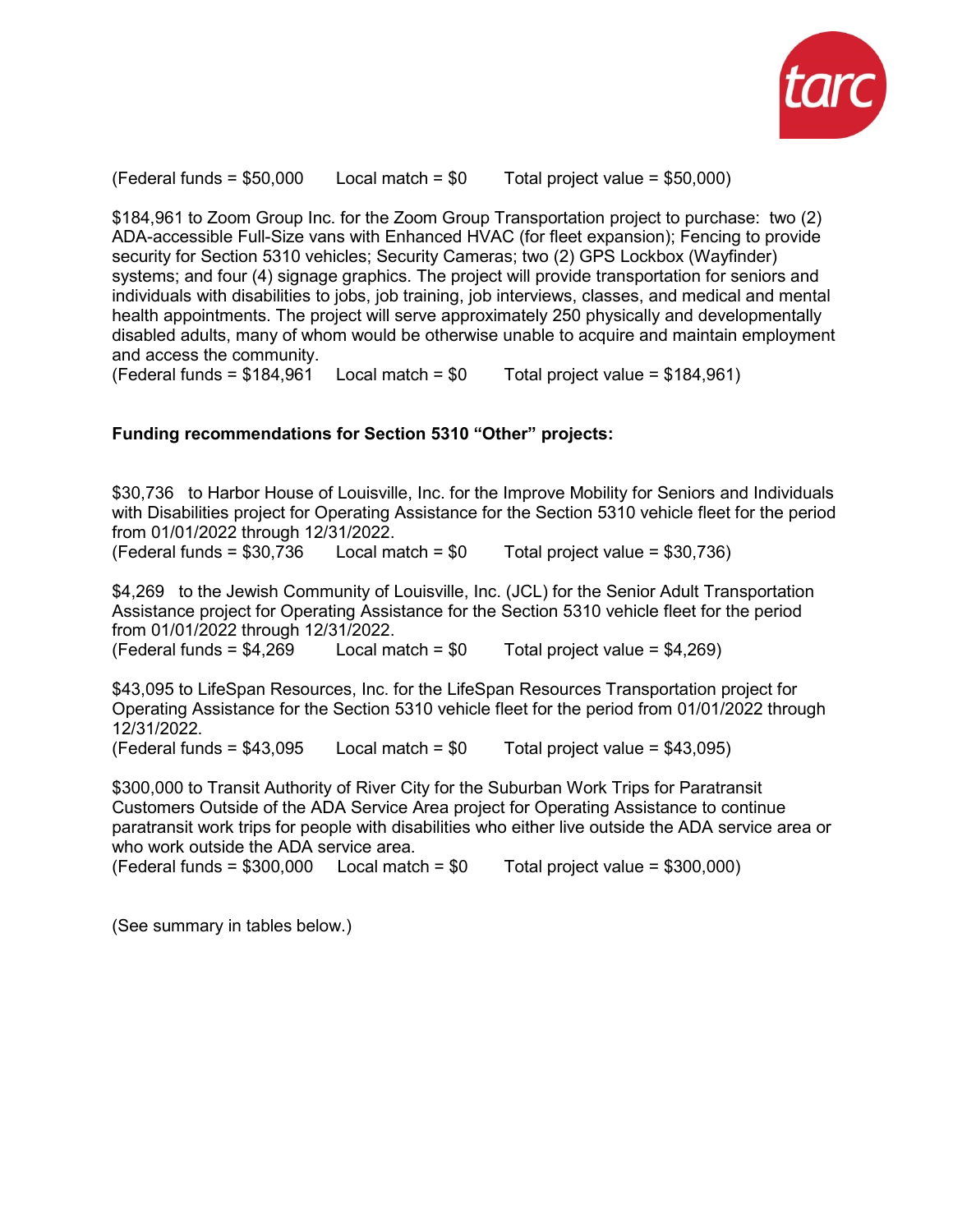(Federal funds = $50,000 Local match = $0 Total project value = $50,000)

$184,961 to Zoom Group Inc. for the Zoom Group Transportation project to purchase: two (2) ADA-accessible Full-Size vans with Enhanced HVAC (for fleet expansion); Fencing to provide security for Section 5310 vehicles; Security Cameras; two (2) GPS Lockbox (Wayfinder) systems; and four (4) signage graphics. The project will provide transportation for seniors and individuals with disabilities to jobs, job training, job interviews, classes, and medical and mental health appointments. The project will serve approximately 250 physically and developmentally disabled adults, many of whom would be otherwise unable to acquire and maintain employment and access the community.
(Federal funds = $184,961 Local match = $0 Total project value = $184,961)

**Funding recommendations for Section 5310 "Other" projects:**

$30,736 to Harbor House of Louisville, Inc. for the Improve Mobility for Seniors and Individuals with Disabilities project for Operating Assistance for the Section 5310 vehicle fleet for the period from 01/01/2022 through 12/31/2022.
(Federal funds = $30,736 Local match = $0 Total project value = $30,736)

$4,269 to the Jewish Community of Louisville, Inc. (JCL) for the Senior Adult Transportation Assistance project for Operating Assistance for the Section 5310 vehicle fleet for the period from 01/01/2022 through 12/31/2022.
(Federal funds = $4,269 Local match = $0 Total project value = $4,269)

$43,095 to LifeSpan Resources, Inc. for the LifeSpan Resources Transportation project for Operating Assistance for the Section 5310 vehicle fleet for the period from 01/01/2022 through 12/31/2022.
(Federal funds = $43,095 Local match = $0 Total project value = $43,095)

$300,000 to Transit Authority of River City for the Suburban Work Trips for Paratransit Customers Outside of the ADA Service Area project for Operating Assistance to continue paratransit work trips for people with disabilities who either live outside the ADA service area or who work outside the ADA service area.
(Federal funds = $300,000 Local match = $0 Total project value = $300,000)

(See summary in tables below.)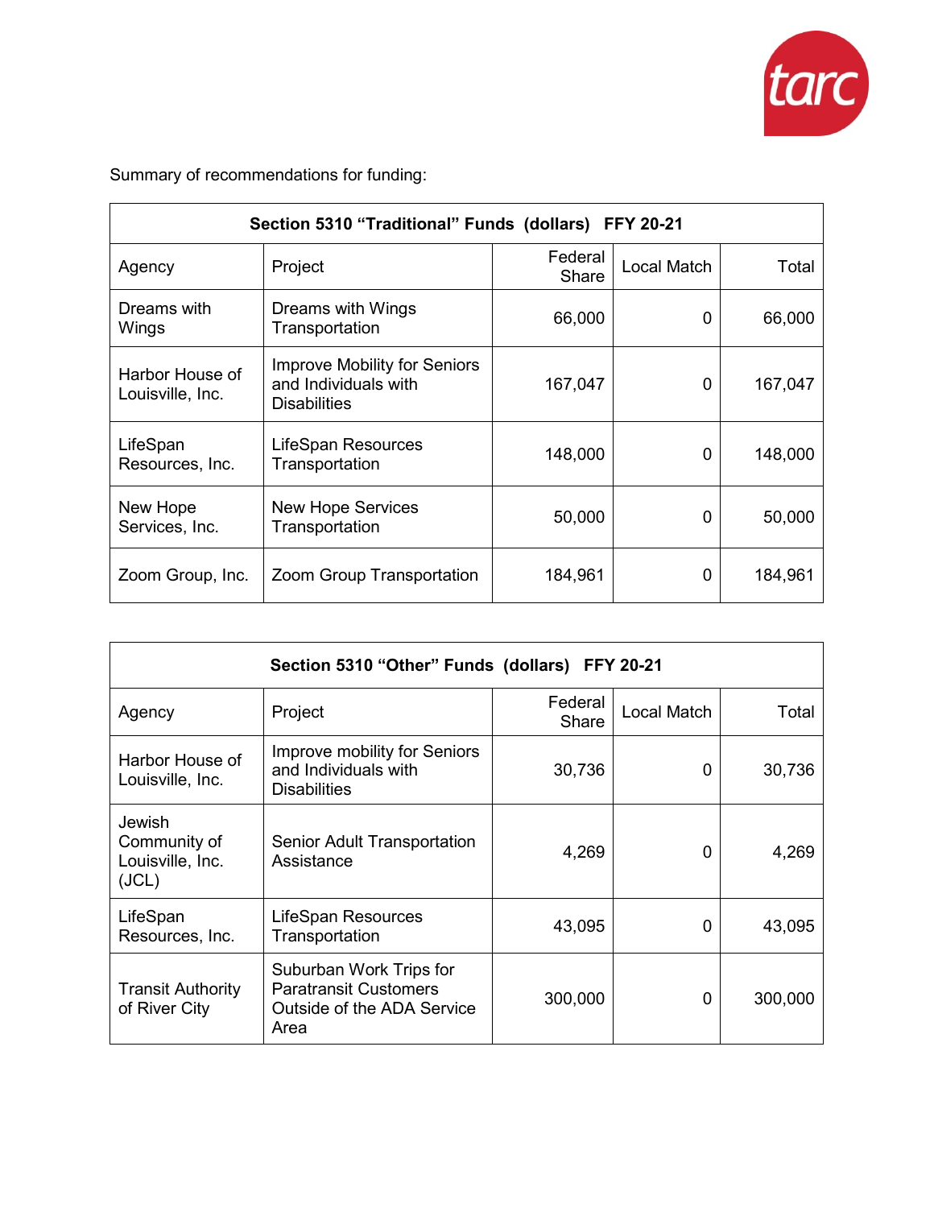Summary of recommendations for funding:

| **Section 5310 "Traditional" Funds (dollars) FFY 20-21** | | | | |
|---|---|---|---|---|
| Agency | Project | Federal Share | Local Match | Total |
| Dreams with Wings | Dreams with Wings Transportation | 66,000 | 0 | 66,000 |
| Harbor House of Louisville, Inc. | Improve Mobility for Seniors and Individuals with Disabilities | 167,047 | 0 | 167,047 |
| LifeSpan Resources, Inc. | LifeSpan Resources Transportation | 148,000 | 0 | 148,000 |
| New Hope Services, Inc. | New Hope Services Transportation | 50,000 | 0 | 50,000 |
| Zoom Group, Inc. | Zoom Group Transportation | 184,961 | 0 | 184,961 |

| **Section 5310 "Other" Funds (dollars) FFY 20-21** | | | | |
|---|---|---|---|---|
| Agency | Project | Federal Share | Local Match | Total |
| Harbor House of Louisville, Inc. | Improve mobility for Seniors and Individuals with Disabilities | 30,736 | 0 | 30,736 |
| Jewish Community of Louisville, Inc. (JCL) | Senior Adult Transportation Assistance | 4,269 | 0 | 4,269 |
| LifeSpan Resources, Inc. | LifeSpan Resources Transportation | 43,095 | 0 | 43,095 |
| Transit Authority of River City | Suburban Work Trips for Paratransit Customers Outside of the ADA Service Area | 300,000 | 0 | 300,000 |